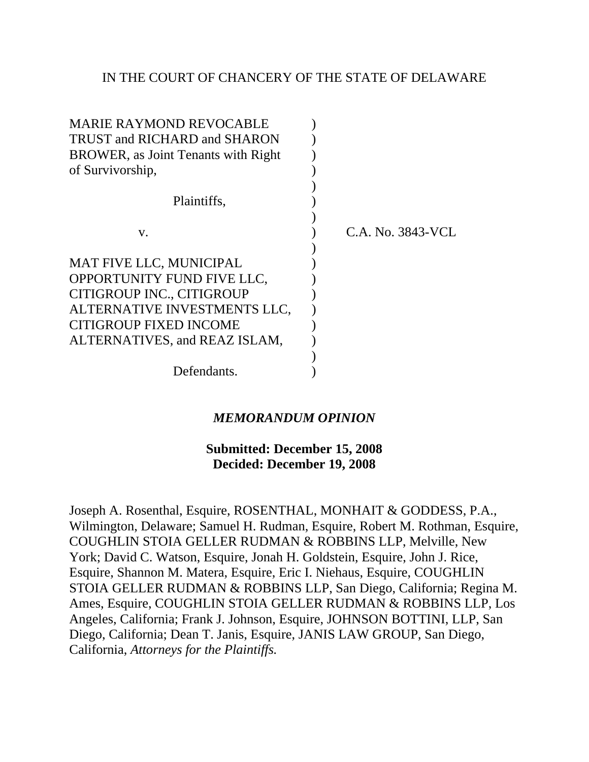IN THE COURT OF CHANCERY OF THE STATE OF DELAWARE

MARIE RAYMOND REVOCABLE TRUST and RICHARD and SHARON BROWER, as Joint Tenants with Right of Survivorship,

Plaintiffs,

v.

C.A. No. 3843-VCL

MAT FIVE LLC, MUNICIPAL OPPORTUNITY FUND FIVE LLC, CITIGROUP INC., CITIGROUP ALTERNATIVE INVESTMENTS LLC, CITIGROUP FIXED INCOME ALTERNATIVES, and REAZ ISLAM,

Defendants.

## *MEMORANDUM OPINION*

**Submitted: December 15, 2008**
**Decided: December 19, 2008**

Joseph A. Rosenthal, Esquire, ROSENTHAL, MONHAIT & GODDESS, P.A., Wilmington, Delaware; Samuel H. Rudman, Esquire, Robert M. Rothman, Esquire, COUGHLIN STOIA GELLER RUDMAN & ROBBINS LLP, Melville, New York; David C. Watson, Esquire, Jonah H. Goldstein, Esquire, John J. Rice, Esquire, Shannon M. Matera, Esquire, Eric I. Niehaus, Esquire, COUGHLIN STOIA GELLER RUDMAN & ROBBINS LLP, San Diego, California; Regina M. Ames, Esquire, COUGHLIN STOIA GELLER RUDMAN & ROBBINS LLP, Los Angeles, California; Frank J. Johnson, Esquire, JOHNSON BOTTINI, LLP, San Diego, California; Dean T. Janis, Esquire, JANIS LAW GROUP, San Diego, California, *Attorneys for the Plaintiffs.*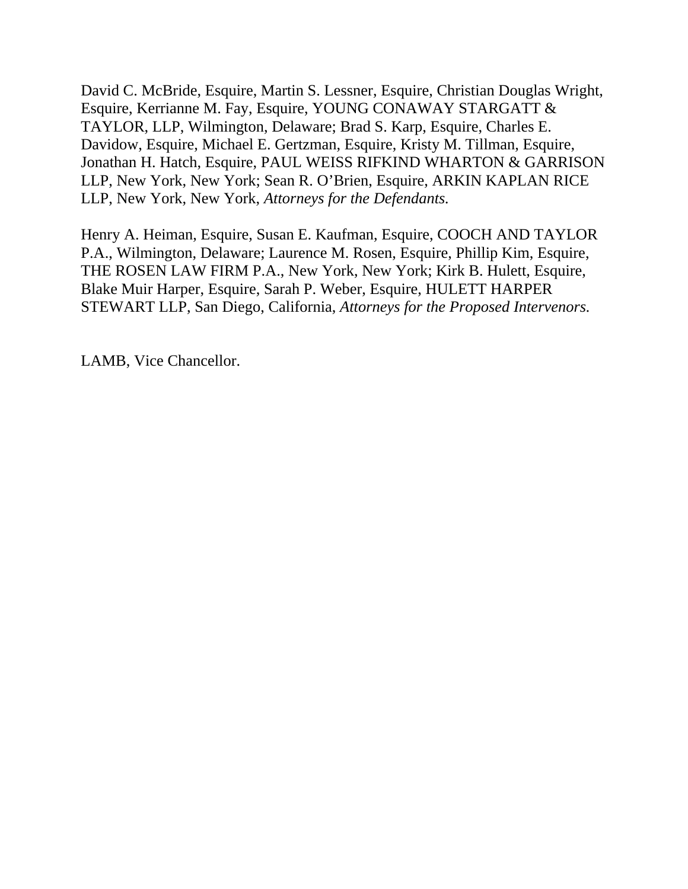David C. McBride, Esquire, Martin S. Lessner, Esquire, Christian Douglas Wright, Esquire, Kerrianne M. Fay, Esquire, YOUNG CONAWAY STARGATT & TAYLOR, LLP, Wilmington, Delaware; Brad S. Karp, Esquire, Charles E. Davidow, Esquire, Michael E. Gertzman, Esquire, Kristy M. Tillman, Esquire, Jonathan H. Hatch, Esquire, PAUL WEISS RIFKIND WHARTON & GARRISON LLP, New York, New York; Sean R. O'Brien, Esquire, ARKIN KAPLAN RICE LLP, New York, New York, *Attorneys for the Defendants.*

Henry A. Heiman, Esquire, Susan E. Kaufman, Esquire, COOCH AND TAYLOR P.A., Wilmington, Delaware; Laurence M. Rosen, Esquire, Phillip Kim, Esquire, THE ROSEN LAW FIRM P.A., New York, New York; Kirk B. Hulett, Esquire, Blake Muir Harper, Esquire, Sarah P. Weber, Esquire, HULETT HARPER STEWART LLP, San Diego, California, *Attorneys for the Proposed Intervenors.*

LAMB, Vice Chancellor.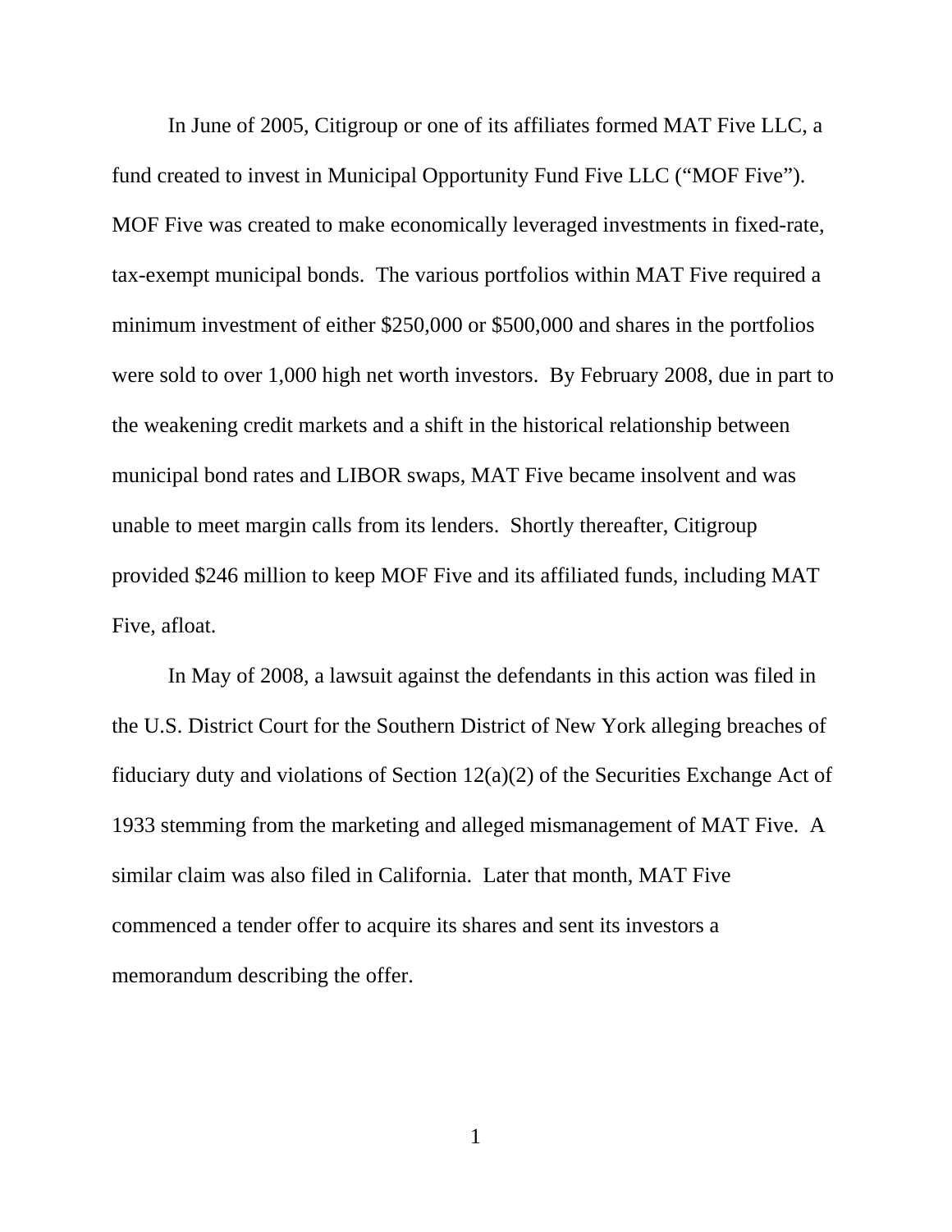In June of 2005, Citigroup or one of its affiliates formed MAT Five LLC, a fund created to invest in Municipal Opportunity Fund Five LLC ("MOF Five"). MOF Five was created to make economically leveraged investments in fixed-rate, tax-exempt municipal bonds. The various portfolios within MAT Five required a minimum investment of either $250,000 or $500,000 and shares in the portfolios were sold to over 1,000 high net worth investors. By February 2008, due in part to the weakening credit markets and a shift in the historical relationship between municipal bond rates and LIBOR swaps, MAT Five became insolvent and was unable to meet margin calls from its lenders. Shortly thereafter, Citigroup provided $246 million to keep MOF Five and its affiliated funds, including MAT Five, afloat.

In May of 2008, a lawsuit against the defendants in this action was filed in the U.S. District Court for the Southern District of New York alleging breaches of fiduciary duty and violations of Section 12(a)(2) of the Securities Exchange Act of 1933 stemming from the marketing and alleged mismanagement of MAT Five. A similar claim was also filed in California. Later that month, MAT Five commenced a tender offer to acquire its shares and sent its investors a memorandum describing the offer.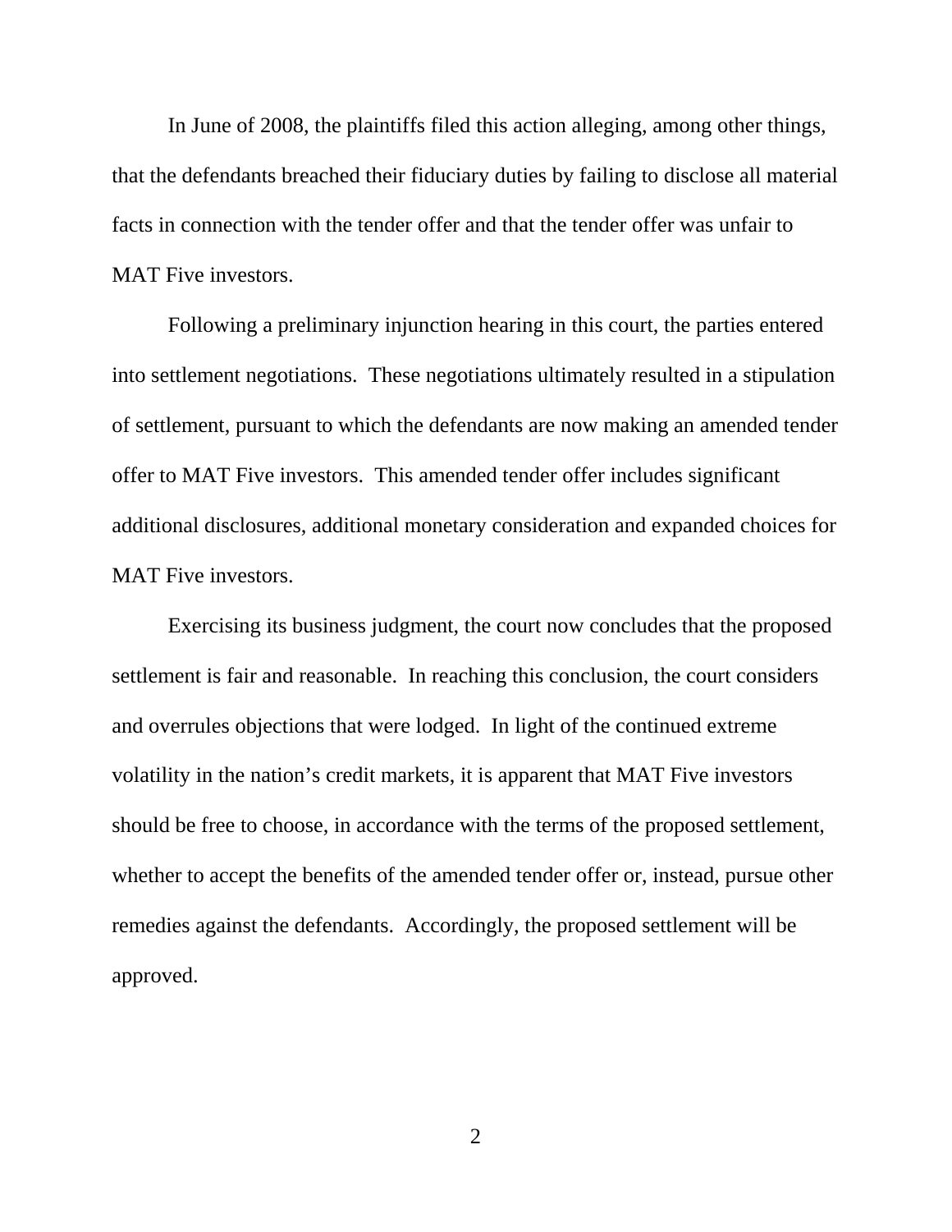In June of 2008, the plaintiffs filed this action alleging, among other things, that the defendants breached their fiduciary duties by failing to disclose all material facts in connection with the tender offer and that the tender offer was unfair to MAT Five investors.

Following a preliminary injunction hearing in this court, the parties entered into settlement negotiations. These negotiations ultimately resulted in a stipulation of settlement, pursuant to which the defendants are now making an amended tender offer to MAT Five investors. This amended tender offer includes significant additional disclosures, additional monetary consideration and expanded choices for MAT Five investors.

Exercising its business judgment, the court now concludes that the proposed settlement is fair and reasonable. In reaching this conclusion, the court considers and overrules objections that were lodged. In light of the continued extreme volatility in the nation's credit markets, it is apparent that MAT Five investors should be free to choose, in accordance with the terms of the proposed settlement, whether to accept the benefits of the amended tender offer or, instead, pursue other remedies against the defendants. Accordingly, the proposed settlement will be approved.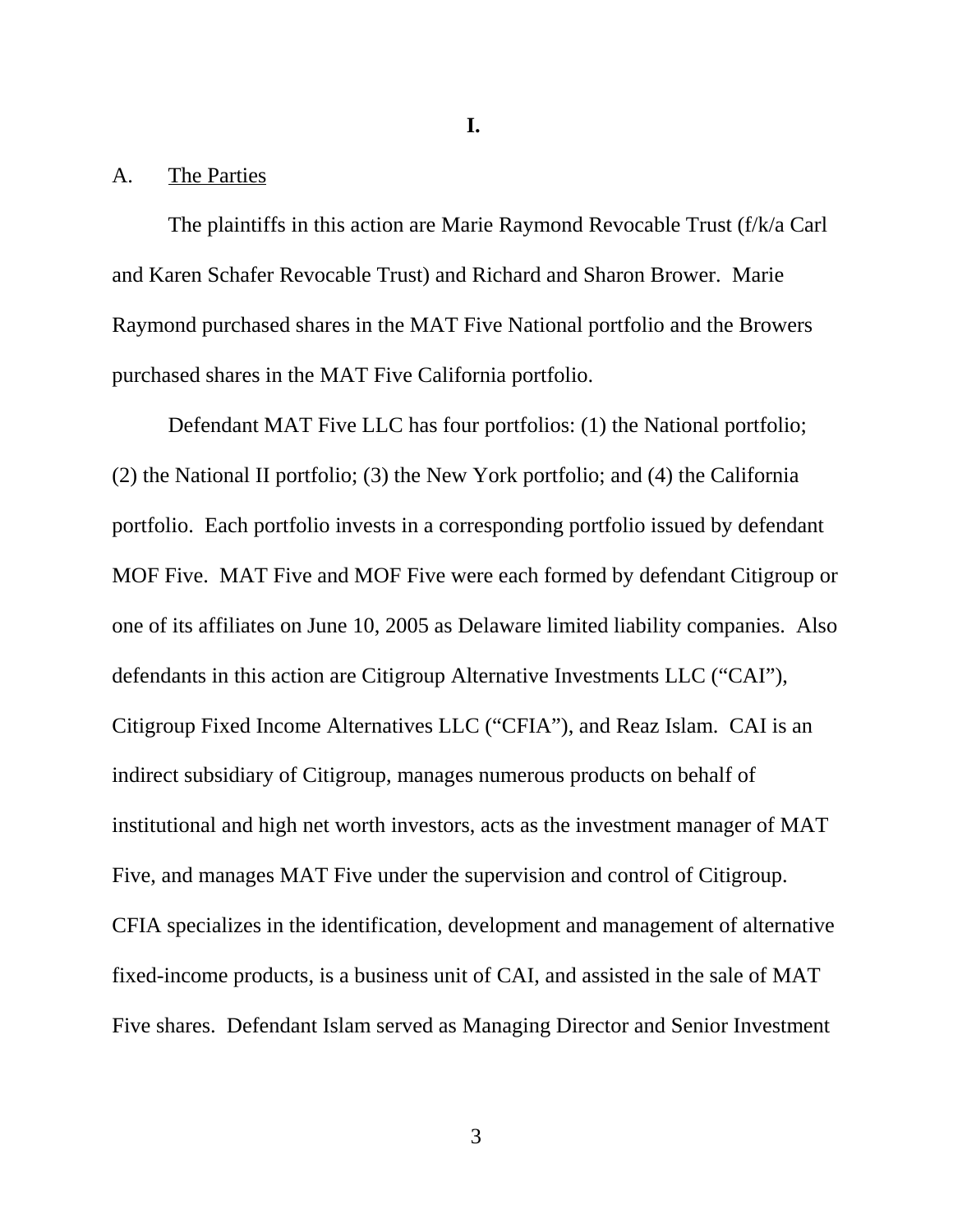# I.

## A. The Parties

The plaintiffs in this action are Marie Raymond Revocable Trust (f/k/a Carl and Karen Schafer Revocable Trust) and Richard and Sharon Brower. Marie Raymond purchased shares in the MAT Five National portfolio and the Browers purchased shares in the MAT Five California portfolio.

Defendant MAT Five LLC has four portfolios: (1) the National portfolio; (2) the National II portfolio; (3) the New York portfolio; and (4) the California portfolio. Each portfolio invests in a corresponding portfolio issued by defendant MOF Five. MAT Five and MOF Five were each formed by defendant Citigroup or one of its affiliates on June 10, 2005 as Delaware limited liability companies. Also defendants in this action are Citigroup Alternative Investments LLC ("CAI"), Citigroup Fixed Income Alternatives LLC ("CFIA"), and Reaz Islam. CAI is an indirect subsidiary of Citigroup, manages numerous products on behalf of institutional and high net worth investors, acts as the investment manager of MAT Five, and manages MAT Five under the supervision and control of Citigroup. CFIA specializes in the identification, development and management of alternative fixed-income products, is a business unit of CAI, and assisted in the sale of MAT Five shares. Defendant Islam served as Managing Director and Senior Investment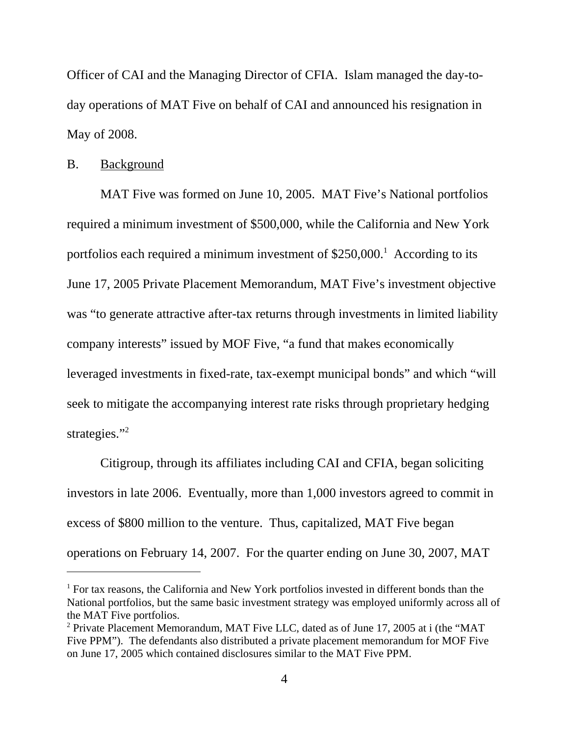Officer of CAI and the Managing Director of CFIA. Islam managed the day-to-day operations of MAT Five on behalf of CAI and announced his resignation in May of 2008.

B. Background

MAT Five was formed on June 10, 2005. MAT Five's National portfolios required a minimum investment of \$500,000, while the California and New York portfolios each required a minimum investment of \$250,000.[1] According to its June 17, 2005 Private Placement Memorandum, MAT Five's investment objective was "to generate attractive after-tax returns through investments in limited liability company interests" issued by MOF Five, "a fund that makes economically leveraged investments in fixed-rate, tax-exempt municipal bonds" and which "will seek to mitigate the accompanying interest rate risks through proprietary hedging strategies."[2]

Citigroup, through its affiliates including CAI and CFIA, began soliciting investors in late 2006. Eventually, more than 1,000 investors agreed to commit in excess of \$800 million to the venture. Thus, capitalized, MAT Five began operations on February 14, 2007. For the quarter ending on June 30, 2007, MAT

---

[1] For tax reasons, the California and New York portfolios invested in different bonds than the National portfolios, but the same basic investment strategy was employed uniformly across all of the MAT Five portfolios.

[2] Private Placement Memorandum, MAT Five LLC, dated as of June 17, 2005 at i (the "MAT Five PPM"). The defendants also distributed a private placement memorandum for MOF Five on June 17, 2005 which contained disclosures similar to the MAT Five PPM.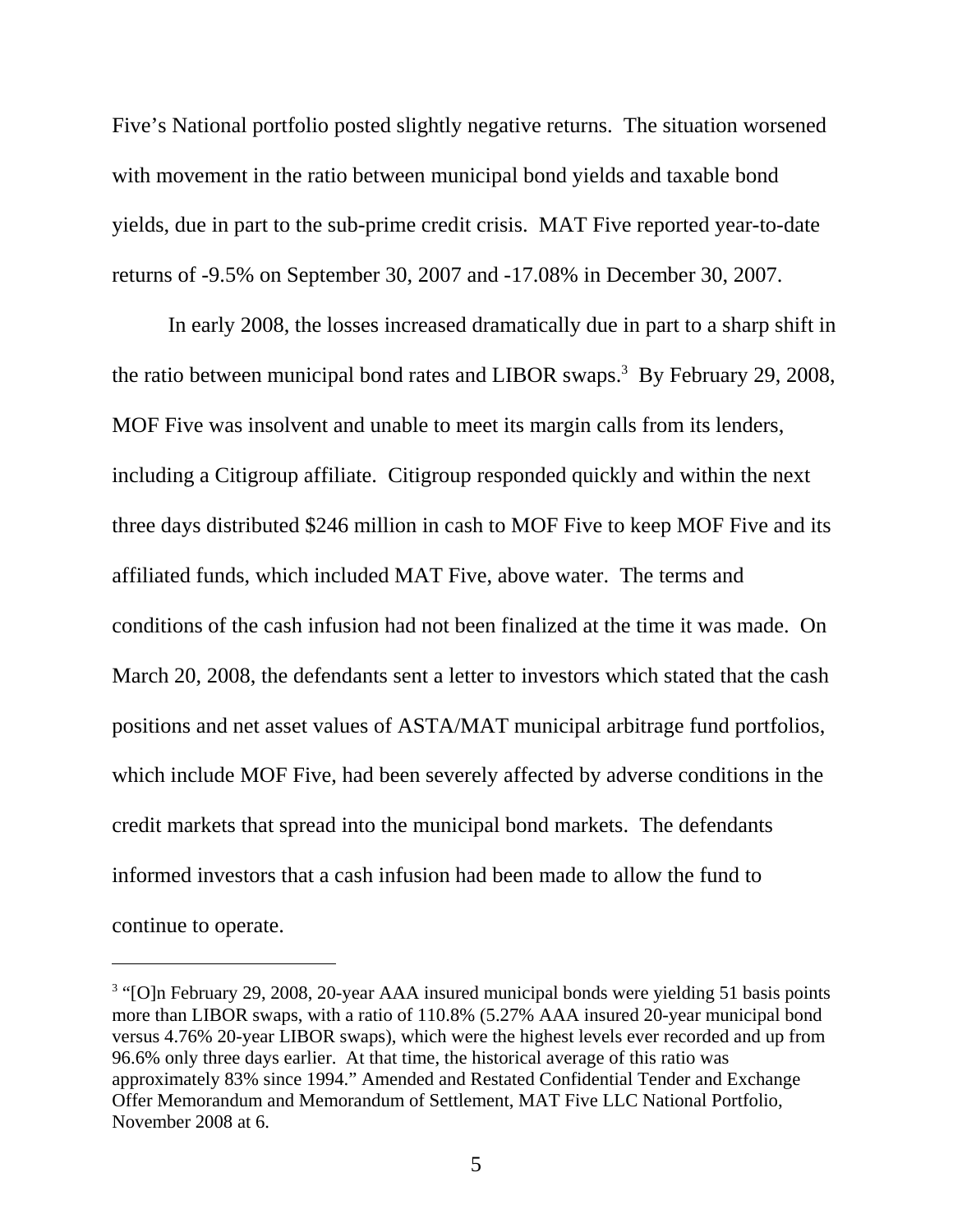Five's National portfolio posted slightly negative returns. The situation worsened with movement in the ratio between municipal bond yields and taxable bond yields, due in part to the sub-prime credit crisis. MAT Five reported year-to-date returns of -9.5% on September 30, 2007 and -17.08% in December 30, 2007.

In early 2008, the losses increased dramatically due in part to a sharp shift in the ratio between municipal bond rates and LIBOR swaps.[3] By February 29, 2008, MOF Five was insolvent and unable to meet its margin calls from its lenders, including a Citigroup affiliate. Citigroup responded quickly and within the next three days distributed $246 million in cash to MOF Five to keep MOF Five and its affiliated funds, which included MAT Five, above water. The terms and conditions of the cash infusion had not been finalized at the time it was made. On March 20, 2008, the defendants sent a letter to investors which stated that the cash positions and net asset values of ASTA/MAT municipal arbitrage fund portfolios, which include MOF Five, had been severely affected by adverse conditions in the credit markets that spread into the municipal bond markets. The defendants informed investors that a cash infusion had been made to allow the fund to continue to operate.

---

[3] "[O]n February 29, 2008, 20-year AAA insured municipal bonds were yielding 51 basis points more than LIBOR swaps, with a ratio of 110.8% (5.27% AAA insured 20-year municipal bond versus 4.76% 20-year LIBOR swaps), which were the highest levels ever recorded and up from 96.6% only three days earlier. At that time, the historical average of this ratio was approximately 83% since 1994." Amended and Restated Confidential Tender and Exchange Offer Memorandum and Memorandum of Settlement, MAT Five LLC National Portfolio, November 2008 at 6.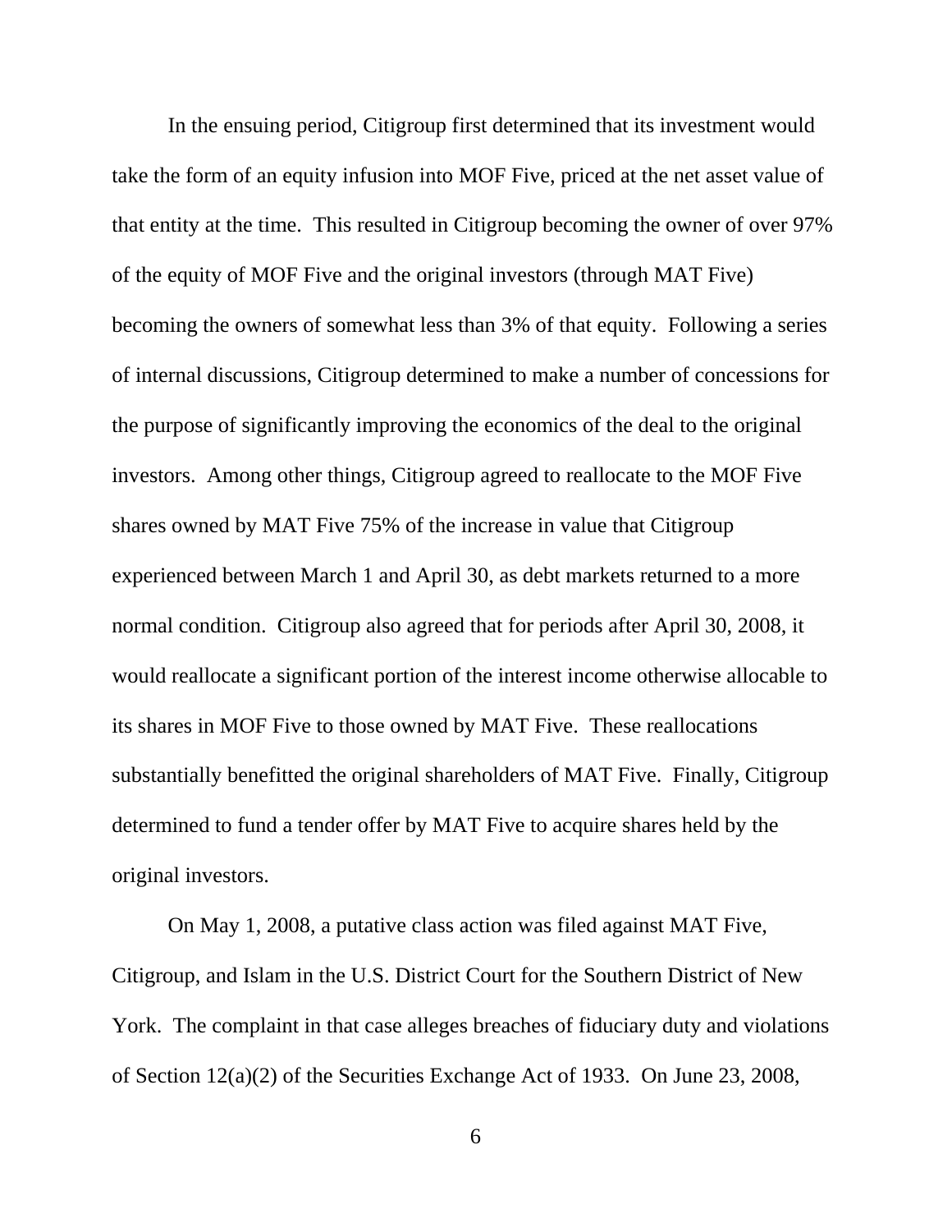In the ensuing period, Citigroup first determined that its investment would take the form of an equity infusion into MOF Five, priced at the net asset value of that entity at the time. This resulted in Citigroup becoming the owner of over 97% of the equity of MOF Five and the original investors (through MAT Five) becoming the owners of somewhat less than 3% of that equity. Following a series of internal discussions, Citigroup determined to make a number of concessions for the purpose of significantly improving the economics of the deal to the original investors. Among other things, Citigroup agreed to reallocate to the MOF Five shares owned by MAT Five 75% of the increase in value that Citigroup experienced between March 1 and April 30, as debt markets returned to a more normal condition. Citigroup also agreed that for periods after April 30, 2008, it would reallocate a significant portion of the interest income otherwise allocable to its shares in MOF Five to those owned by MAT Five. These reallocations substantially benefitted the original shareholders of MAT Five. Finally, Citigroup determined to fund a tender offer by MAT Five to acquire shares held by the original investors.

On May 1, 2008, a putative class action was filed against MAT Five, Citigroup, and Islam in the U.S. District Court for the Southern District of New York. The complaint in that case alleges breaches of fiduciary duty and violations of Section 12(a)(2) of the Securities Exchange Act of 1933. On June 23, 2008,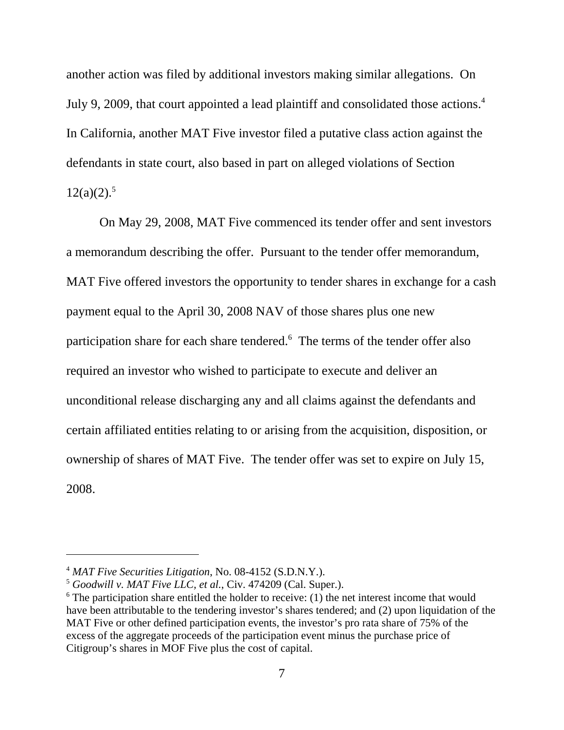another action was filed by additional investors making similar allegations. On July 9, 2009, that court appointed a lead plaintiff and consolidated those actions.[4] In California, another MAT Five investor filed a putative class action against the defendants in state court, also based in part on alleged violations of Section 12(a)(2).[5]

On May 29, 2008, MAT Five commenced its tender offer and sent investors a memorandum describing the offer. Pursuant to the tender offer memorandum, MAT Five offered investors the opportunity to tender shares in exchange for a cash payment equal to the April 30, 2008 NAV of those shares plus one new participation share for each share tendered.[6] The terms of the tender offer also required an investor who wished to participate to execute and deliver an unconditional release discharging any and all claims against the defendants and certain affiliated entities relating to or arising from the acquisition, disposition, or ownership of shares of MAT Five. The tender offer was set to expire on July 15, 2008.

---

[4] *MAT Five Securities Litigation*, No. 08-4152 (S.D.N.Y.).

[5] *Goodwill v. MAT Five LLC, et al.*, Civ. 474209 (Cal. Super.).

[6] The participation share entitled the holder to receive: (1) the net interest income that would have been attributable to the tendering investor's shares tendered; and (2) upon liquidation of the MAT Five or other defined participation events, the investor's pro rata share of 75% of the excess of the aggregate proceeds of the participation event minus the purchase price of Citigroup's shares in MOF Five plus the cost of capital.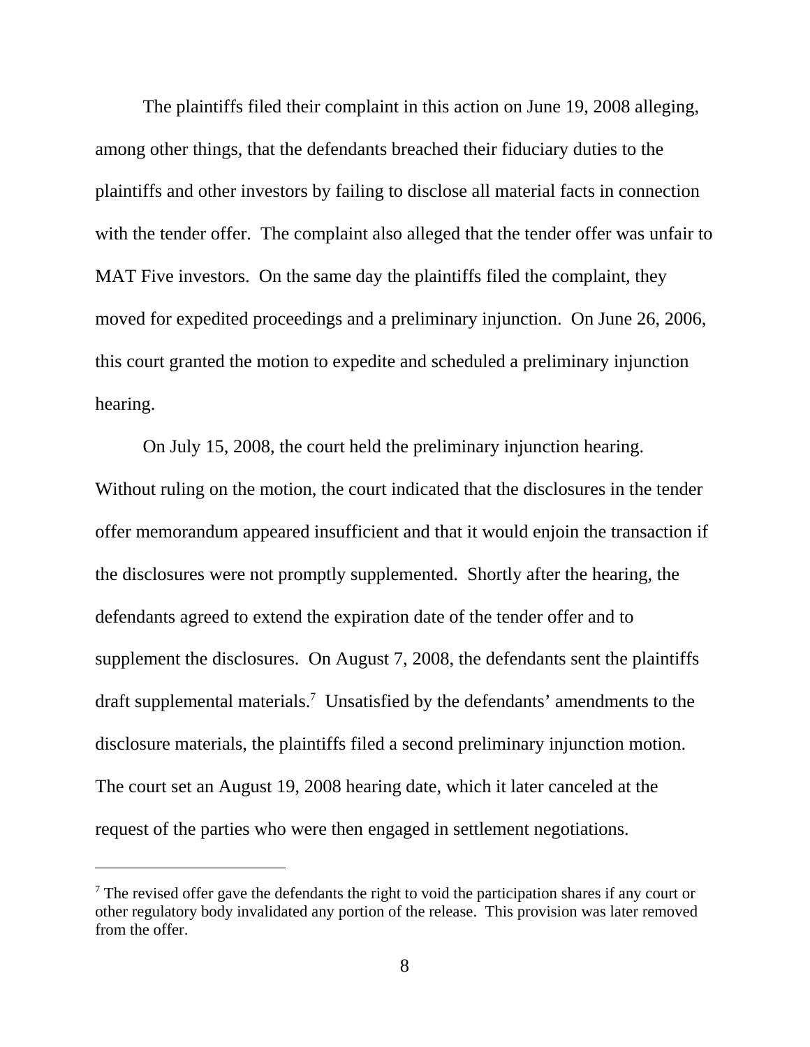The plaintiffs filed their complaint in this action on June 19, 2008 alleging, among other things, that the defendants breached their fiduciary duties to the plaintiffs and other investors by failing to disclose all material facts in connection with the tender offer. The complaint also alleged that the tender offer was unfair to MAT Five investors. On the same day the plaintiffs filed the complaint, they moved for expedited proceedings and a preliminary injunction. On June 26, 2006, this court granted the motion to expedite and scheduled a preliminary injunction hearing.

On July 15, 2008, the court held the preliminary injunction hearing. Without ruling on the motion, the court indicated that the disclosures in the tender offer memorandum appeared insufficient and that it would enjoin the transaction if the disclosures were not promptly supplemented. Shortly after the hearing, the defendants agreed to extend the expiration date of the tender offer and to supplement the disclosures. On August 7, 2008, the defendants sent the plaintiffs draft supplemental materials.[7] Unsatisfied by the defendants' amendments to the disclosure materials, the plaintiffs filed a second preliminary injunction motion. The court set an August 19, 2008 hearing date, which it later canceled at the request of the parties who were then engaged in settlement negotiations.

---

[7] The revised offer gave the defendants the right to void the participation shares if any court or other regulatory body invalidated any portion of the release. This provision was later removed from the offer.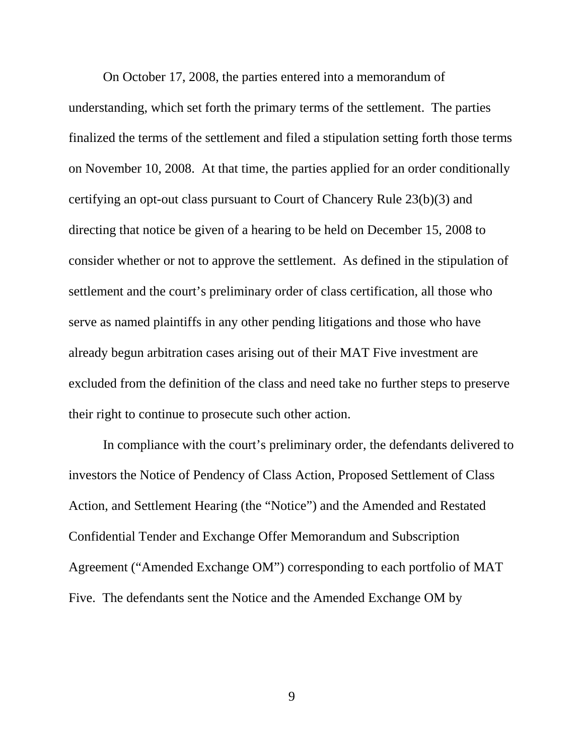On October 17, 2008, the parties entered into a memorandum of understanding, which set forth the primary terms of the settlement. The parties finalized the terms of the settlement and filed a stipulation setting forth those terms on November 10, 2008. At that time, the parties applied for an order conditionally certifying an opt-out class pursuant to Court of Chancery Rule 23(b)(3) and directing that notice be given of a hearing to be held on December 15, 2008 to consider whether or not to approve the settlement. As defined in the stipulation of settlement and the court's preliminary order of class certification, all those who serve as named plaintiffs in any other pending litigations and those who have already begun arbitration cases arising out of their MAT Five investment are excluded from the definition of the class and need take no further steps to preserve their right to continue to prosecute such other action.

In compliance with the court's preliminary order, the defendants delivered to investors the Notice of Pendency of Class Action, Proposed Settlement of Class Action, and Settlement Hearing (the "Notice") and the Amended and Restated Confidential Tender and Exchange Offer Memorandum and Subscription Agreement ("Amended Exchange OM") corresponding to each portfolio of MAT Five. The defendants sent the Notice and the Amended Exchange OM by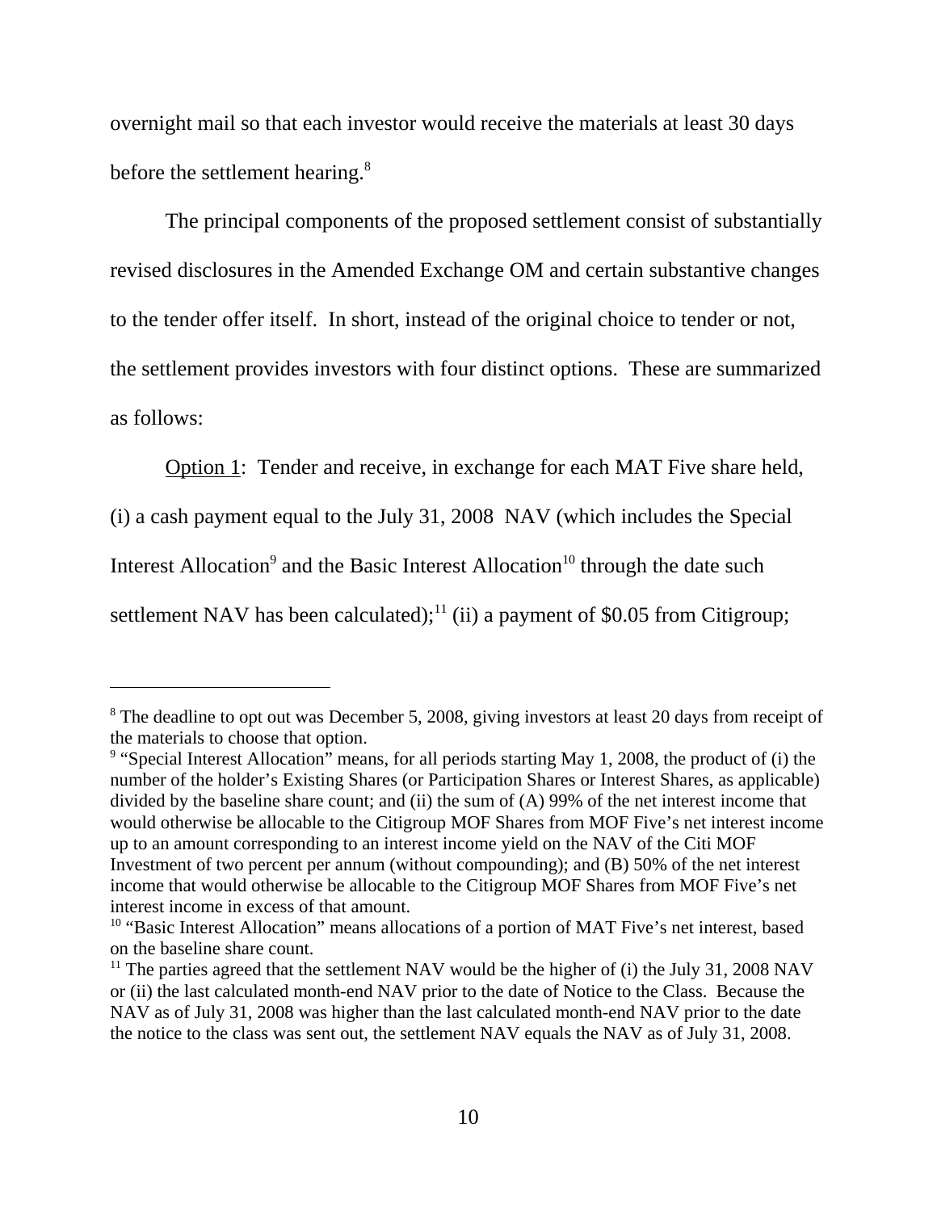overnight mail so that each investor would receive the materials at least 30 days before the settlement hearing.[8]

The principal components of the proposed settlement consist of substantially revised disclosures in the Amended Exchange OM and certain substantive changes to the tender offer itself. In short, instead of the original choice to tender or not, the settlement provides investors with four distinct options. These are summarized as follows:

Option 1: Tender and receive, in exchange for each MAT Five share held, (i) a cash payment equal to the July 31, 2008 NAV (which includes the Special Interest Allocation[9] and the Basic Interest Allocation[10] through the date such settlement NAV has been calculated);[11] (ii) a payment of $0.05 from Citigroup;

---

[8] The deadline to opt out was December 5, 2008, giving investors at least 20 days from receipt of the materials to choose that option.

[9] "Special Interest Allocation" means, for all periods starting May 1, 2008, the product of (i) the number of the holder's Existing Shares (or Participation Shares or Interest Shares, as applicable) divided by the baseline share count; and (ii) the sum of (A) 99% of the net interest income that would otherwise be allocable to the Citigroup MOF Shares from MOF Five's net interest income up to an amount corresponding to an interest income yield on the NAV of the Citi MOF Investment of two percent per annum (without compounding); and (B) 50% of the net interest income that would otherwise be allocable to the Citigroup MOF Shares from MOF Five's net interest income in excess of that amount.

[10] "Basic Interest Allocation" means allocations of a portion of MAT Five's net interest, based on the baseline share count.

[11] The parties agreed that the settlement NAV would be the higher of (i) the July 31, 2008 NAV or (ii) the last calculated month-end NAV prior to the date of Notice to the Class. Because the NAV as of July 31, 2008 was higher than the last calculated month-end NAV prior to the date the notice to the class was sent out, the settlement NAV equals the NAV as of July 31, 2008.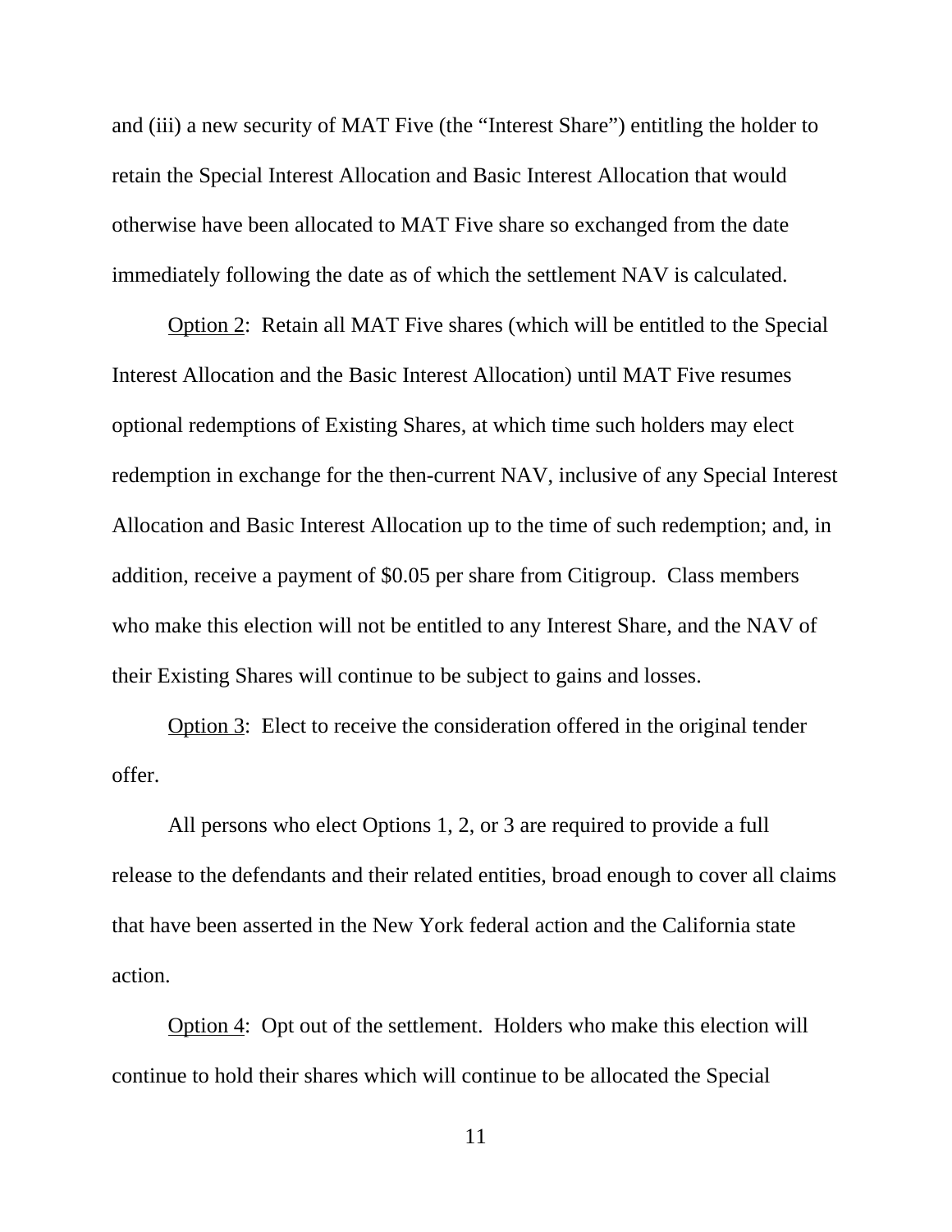and (iii) a new security of MAT Five (the "Interest Share") entitling the holder to retain the Special Interest Allocation and Basic Interest Allocation that would otherwise have been allocated to MAT Five share so exchanged from the date immediately following the date as of which the settlement NAV is calculated.

<u>Option 2</u>: Retain all MAT Five shares (which will be entitled to the Special Interest Allocation and the Basic Interest Allocation) until MAT Five resumes optional redemptions of Existing Shares, at which time such holders may elect redemption in exchange for the then-current NAV, inclusive of any Special Interest Allocation and Basic Interest Allocation up to the time of such redemption; and, in addition, receive a payment of $0.05 per share from Citigroup. Class members who make this election will not be entitled to any Interest Share, and the NAV of their Existing Shares will continue to be subject to gains and losses.

<u>Option 3</u>: Elect to receive the consideration offered in the original tender offer.

All persons who elect Options 1, 2, or 3 are required to provide a full release to the defendants and their related entities, broad enough to cover all claims that have been asserted in the New York federal action and the California state action.

<u>Option 4</u>: Opt out of the settlement. Holders who make this election will continue to hold their shares which will continue to be allocated the Special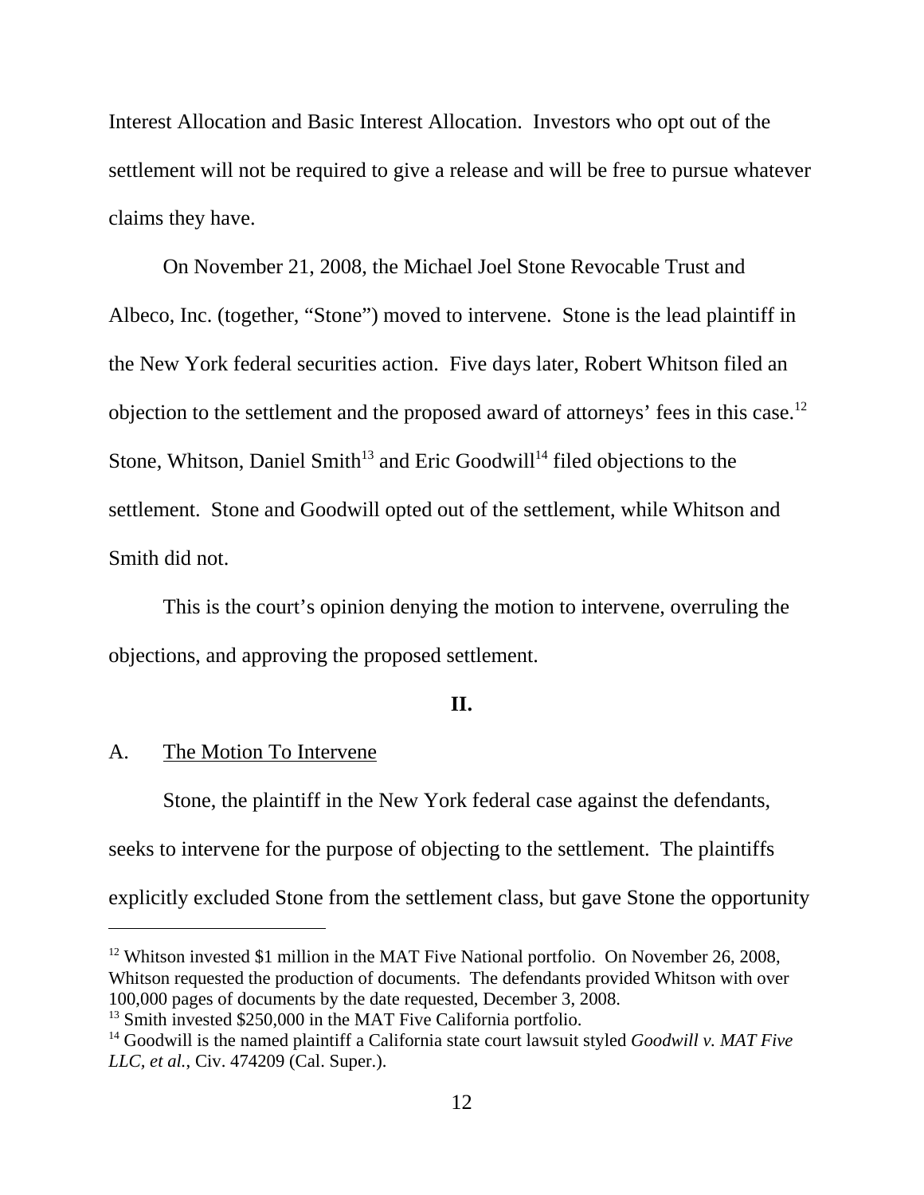Interest Allocation and Basic Interest Allocation. Investors who opt out of the settlement will not be required to give a release and will be free to pursue whatever claims they have.

On November 21, 2008, the Michael Joel Stone Revocable Trust and Albeco, Inc. (together, "Stone") moved to intervene. Stone is the lead plaintiff in the New York federal securities action. Five days later, Robert Whitson filed an objection to the settlement and the proposed award of attorneys' fees in this case.[12] Stone, Whitson, Daniel Smith[13] and Eric Goodwill[14] filed objections to the settlement. Stone and Goodwill opted out of the settlement, while Whitson and Smith did not.

This is the court's opinion denying the motion to intervene, overruling the objections, and approving the proposed settlement.

## II.

### A. The Motion To Intervene

Stone, the plaintiff in the New York federal case against the defendants, seeks to intervene for the purpose of objecting to the settlement. The plaintiffs explicitly excluded Stone from the settlement class, but gave Stone the opportunity

---

[12] Whitson invested $1 million in the MAT Five National portfolio. On November 26, 2008, Whitson requested the production of documents. The defendants provided Whitson with over 100,000 pages of documents by the date requested, December 3, 2008.

[13] Smith invested $250,000 in the MAT Five California portfolio.

[14] Goodwill is the named plaintiff a California state court lawsuit styled *Goodwill v. MAT Five LLC, et al.*, Civ. 474209 (Cal. Super.).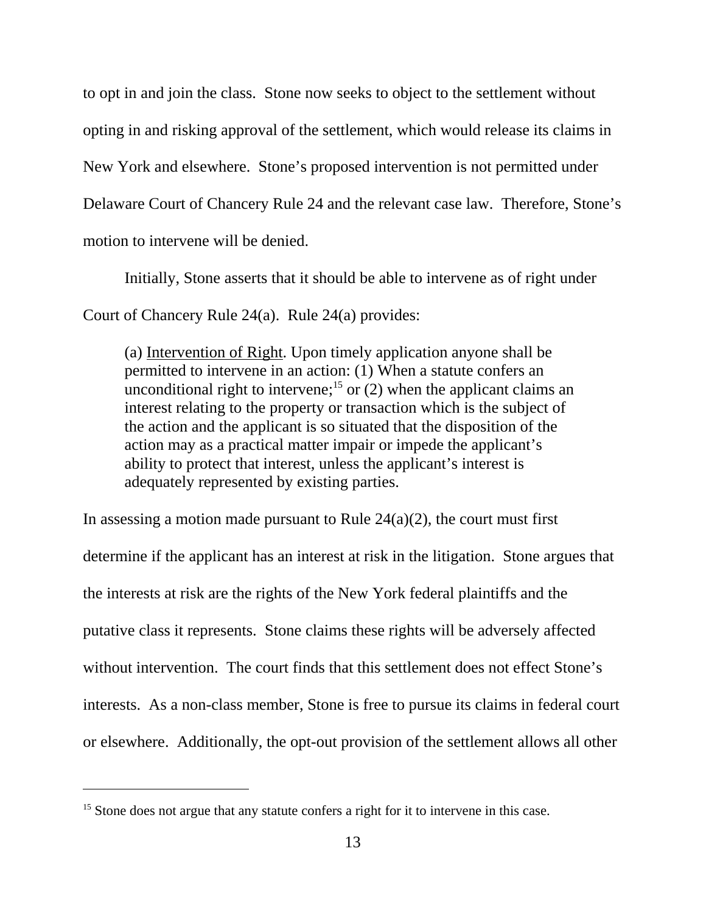to opt in and join the class. Stone now seeks to object to the settlement without opting in and risking approval of the settlement, which would release its claims in New York and elsewhere. Stone's proposed intervention is not permitted under Delaware Court of Chancery Rule 24 and the relevant case law. Therefore, Stone's motion to intervene will be denied.

Initially, Stone asserts that it should be able to intervene as of right under Court of Chancery Rule 24(a). Rule 24(a) provides:

> (a) Intervention of Right. Upon timely application anyone shall be permitted to intervene in an action: (1) When a statute confers an unconditional right to intervene;[15] or (2) when the applicant claims an interest relating to the property or transaction which is the subject of the action and the applicant is so situated that the disposition of the action may as a practical matter impair or impede the applicant's ability to protect that interest, unless the applicant's interest is adequately represented by existing parties.

In assessing a motion made pursuant to Rule 24(a)(2), the court must first determine if the applicant has an interest at risk in the litigation. Stone argues that the interests at risk are the rights of the New York federal plaintiffs and the putative class it represents. Stone claims these rights will be adversely affected without intervention. The court finds that this settlement does not effect Stone's interests. As a non-class member, Stone is free to pursue its claims in federal court or elsewhere. Additionally, the opt-out provision of the settlement allows all other

[15] Stone does not argue that any statute confers a right for it to intervene in this case.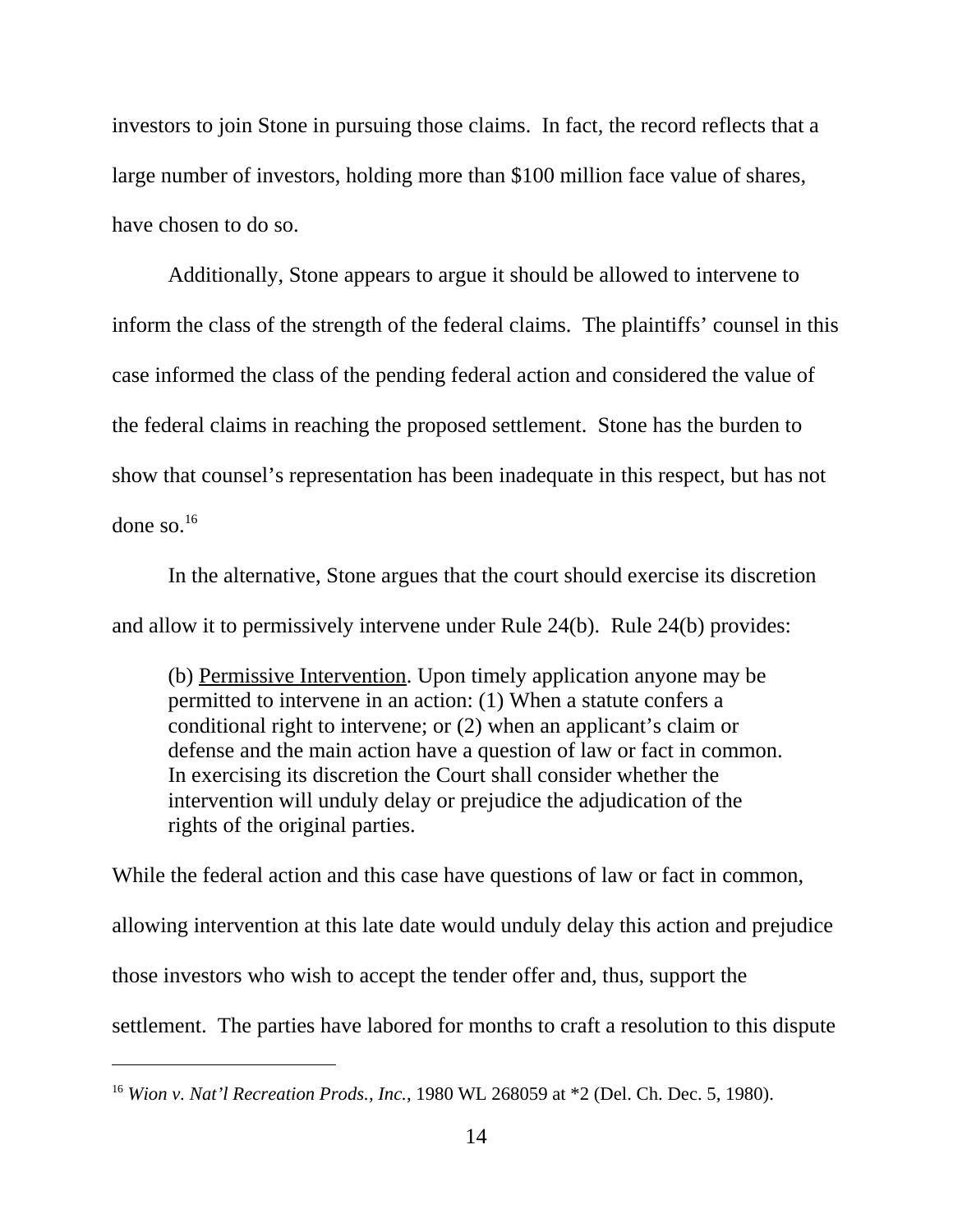investors to join Stone in pursuing those claims. In fact, the record reflects that a large number of investors, holding more than $100 million face value of shares, have chosen to do so.

Additionally, Stone appears to argue it should be allowed to intervene to inform the class of the strength of the federal claims. The plaintiffs' counsel in this case informed the class of the pending federal action and considered the value of the federal claims in reaching the proposed settlement. Stone has the burden to show that counsel's representation has been inadequate in this respect, but has not done so.[16]

In the alternative, Stone argues that the court should exercise its discretion and allow it to permissively intervene under Rule 24(b). Rule 24(b) provides:

> (b) Permissive Intervention. Upon timely application anyone may be permitted to intervene in an action: (1) When a statute confers a conditional right to intervene; or (2) when an applicant's claim or defense and the main action have a question of law or fact in common. In exercising its discretion the Court shall consider whether the intervention will unduly delay or prejudice the adjudication of the rights of the original parties.

While the federal action and this case have questions of law or fact in common, allowing intervention at this late date would unduly delay this action and prejudice those investors who wish to accept the tender offer and, thus, support the settlement. The parties have labored for months to craft a resolution to this dispute

---

[16] *Wion v. Nat'l Recreation Prods., Inc.*, 1980 WL 268059 at *2 (Del. Ch. Dec. 5, 1980).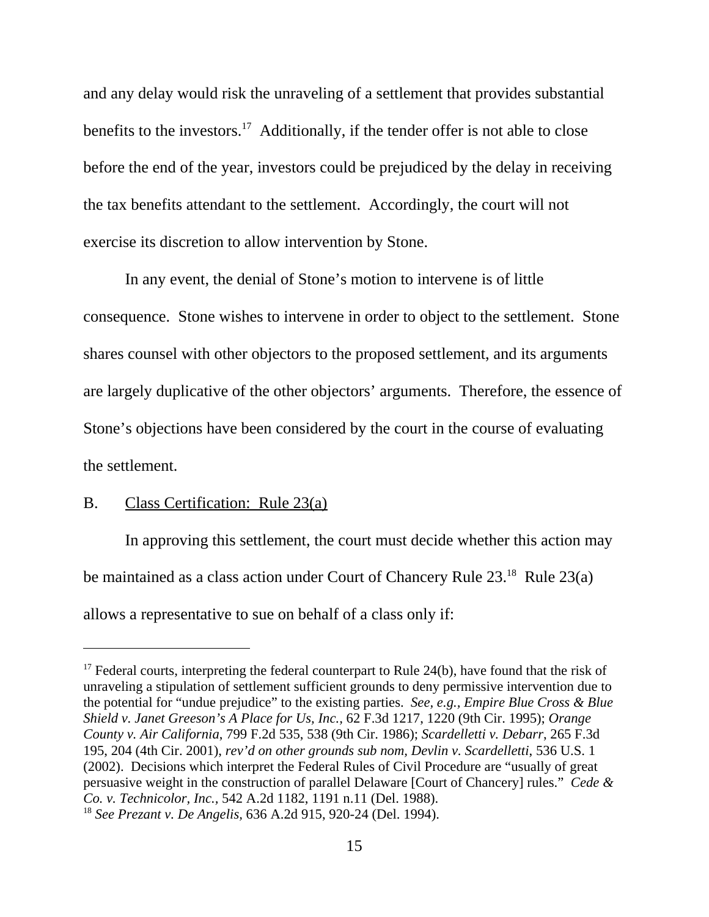and any delay would risk the unraveling of a settlement that provides substantial benefits to the investors.[17] Additionally, if the tender offer is not able to close before the end of the year, investors could be prejudiced by the delay in receiving the tax benefits attendant to the settlement. Accordingly, the court will not exercise its discretion to allow intervention by Stone.

In any event, the denial of Stone's motion to intervene is of little consequence. Stone wishes to intervene in order to object to the settlement. Stone shares counsel with other objectors to the proposed settlement, and its arguments are largely duplicative of the other objectors' arguments. Therefore, the essence of Stone's objections have been considered by the court in the course of evaluating the settlement.

B. Class Certification: Rule 23(a)

In approving this settlement, the court must decide whether this action may be maintained as a class action under Court of Chancery Rule 23.[18] Rule 23(a) allows a representative to sue on behalf of a class only if:

---

[17] Federal courts, interpreting the federal counterpart to Rule 24(b), have found that the risk of unraveling a stipulation of settlement sufficient grounds to deny permissive intervention due to the potential for "undue prejudice" to the existing parties. *See, e.g., Empire Blue Cross & Blue Shield v. Janet Greeson's A Place for Us, Inc.*, 62 F.3d 1217, 1220 (9th Cir. 1995); *Orange County v. Air California*, 799 F.2d 535, 538 (9th Cir. 1986); *Scardelletti v. Debarr*, 265 F.3d 195, 204 (4th Cir. 2001), *rev'd on other grounds sub nom, Devlin v. Scardelletti*, 536 U.S. 1 (2002). Decisions which interpret the Federal Rules of Civil Procedure are "usually of great persuasive weight in the construction of parallel Delaware [Court of Chancery] rules." *Cede & Co. v. Technicolor, Inc.*, 542 A.2d 1182, 1191 n.11 (Del. 1988).

[18] *See Prezant v. De Angelis*, 636 A.2d 915, 920-24 (Del. 1994).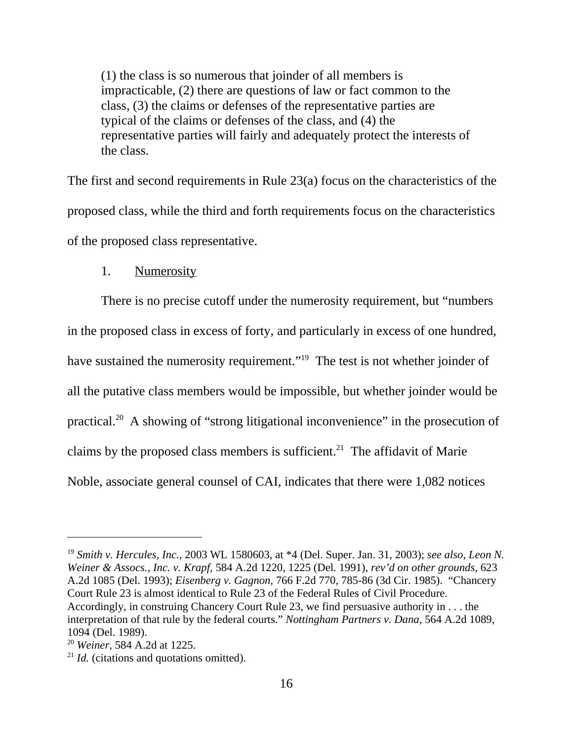> (1) the class is so numerous that joinder of all members is impracticable, (2) there are questions of law or fact common to the class, (3) the claims or defenses of the representative parties are typical of the claims or defenses of the class, and (4) the representative parties will fairly and adequately protect the interests of the class.

The first and second requirements in Rule 23(a) focus on the characteristics of the proposed class, while the third and forth requirements focus on the characteristics of the proposed class representative.

1. <u>Numerosity</u>

There is no precise cutoff under the numerosity requirement, but "numbers in the proposed class in excess of forty, and particularly in excess of one hundred, have sustained the numerosity requirement."[19] The test is not whether joinder of all the putative class members would be impossible, but whether joinder would be practical.[20] A showing of "strong litigational inconvenience" in the prosecution of claims by the proposed class members is sufficient.[21] The affidavit of Marie Noble, associate general counsel of CAI, indicates that there were 1,082 notices

---

[19] *Smith v. Hercules, Inc.*, 2003 WL 1580603, at *4 (Del. Super. Jan. 31, 2003); *see also*, *Leon N. Weiner & Assocs., Inc. v. Krapf*, 584 A.2d 1220, 1225 (Del. 1991), *rev'd on other grounds*, 623 A.2d 1085 (Del. 1993); *Eisenberg v. Gagnon*, 766 F.2d 770, 785-86 (3d Cir. 1985). "Chancery Court Rule 23 is almost identical to Rule 23 of the Federal Rules of Civil Procedure. Accordingly, in construing Chancery Court Rule 23, we find persuasive authority in . . . the interpretation of that rule by the federal courts." *Nottingham Partners v. Dana*, 564 A.2d 1089, 1094 (Del. 1989).

[20] *Weiner*, 584 A.2d at 1225.

[21] *Id.* (citations and quotations omitted).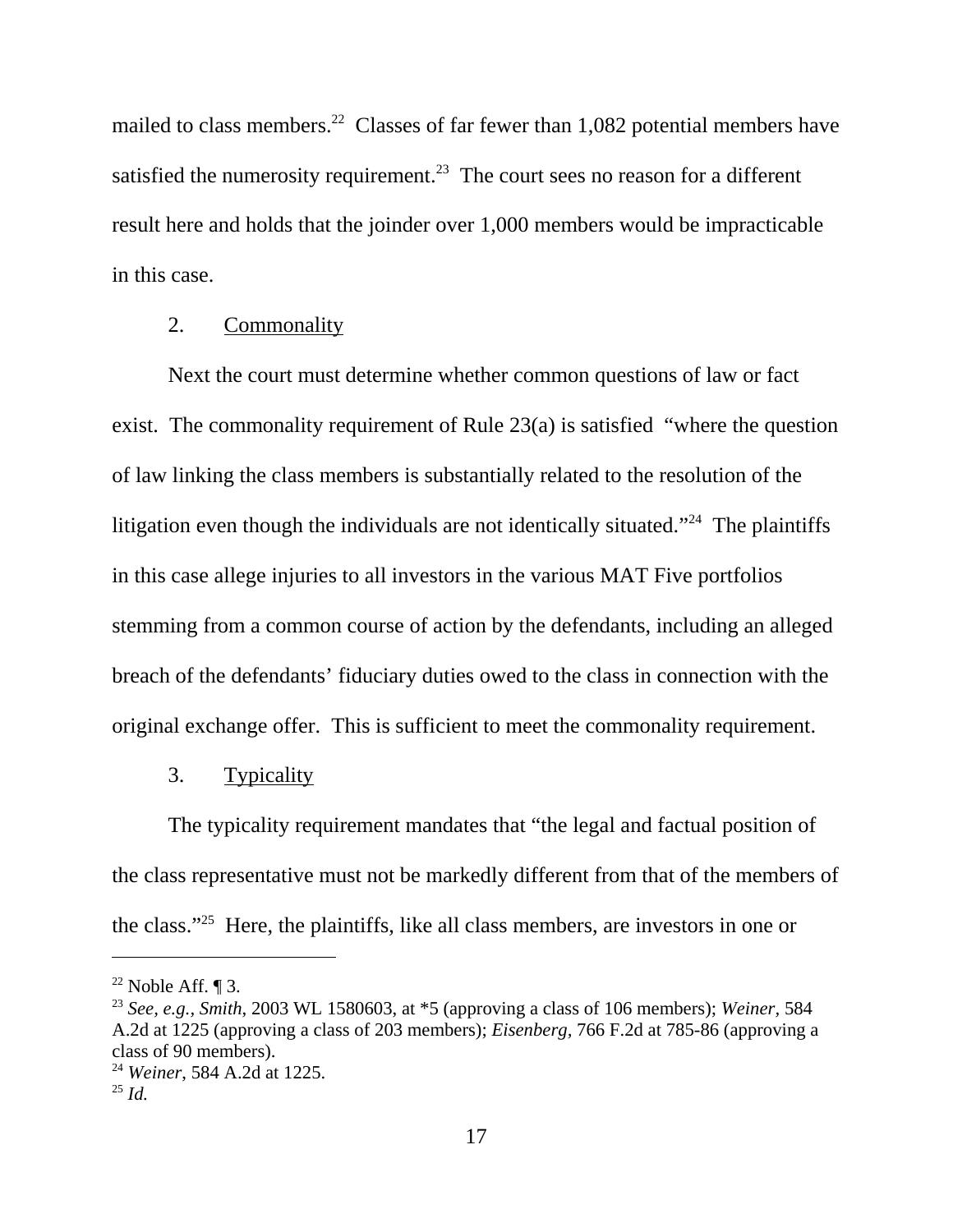mailed to class members.[22] Classes of far fewer than 1,082 potential members have satisfied the numerosity requirement.[23] The court sees no reason for a different result here and holds that the joinder over 1,000 members would be impracticable in this case.

2. Commonality

Next the court must determine whether common questions of law or fact exist. The commonality requirement of Rule 23(a) is satisfied "where the question of law linking the class members is substantially related to the resolution of the litigation even though the individuals are not identically situated."[24] The plaintiffs in this case allege injuries to all investors in the various MAT Five portfolios stemming from a common course of action by the defendants, including an alleged breach of the defendants' fiduciary duties owed to the class in connection with the original exchange offer. This is sufficient to meet the commonality requirement.

3. Typicality

The typicality requirement mandates that "the legal and factual position of the class representative must not be markedly different from that of the members of the class."[25] Here, the plaintiffs, like all class members, are investors in one or

---

[22] Noble Aff. ¶ 3.

[23] *See, e.g.*, *Smith*, 2003 WL 1580603, at *5 (approving a class of 106 members); *Weiner*, 584 A.2d at 1225 (approving a class of 203 members); *Eisenberg*, 766 F.2d at 785-86 (approving a class of 90 members).

[24] *Weiner*, 584 A.2d at 1225.

[25] *Id.*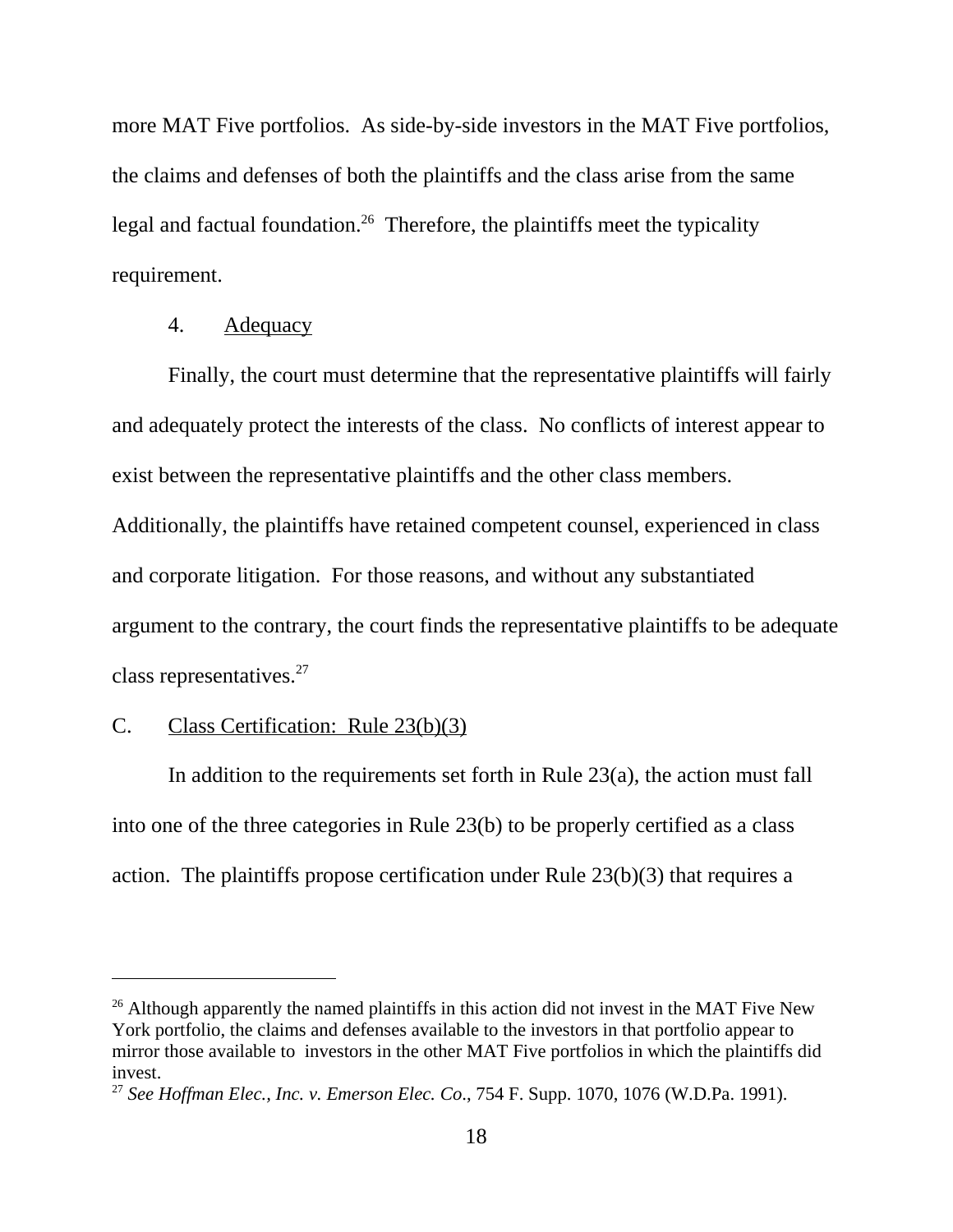more MAT Five portfolios. As side-by-side investors in the MAT Five portfolios, the claims and defenses of both the plaintiffs and the class arise from the same legal and factual foundation.[26] Therefore, the plaintiffs meet the typicality requirement.

4. Adequacy

Finally, the court must determine that the representative plaintiffs will fairly and adequately protect the interests of the class. No conflicts of interest appear to exist between the representative plaintiffs and the other class members. Additionally, the plaintiffs have retained competent counsel, experienced in class and corporate litigation. For those reasons, and without any substantiated argument to the contrary, the court finds the representative plaintiffs to be adequate class representatives.[27]

## C. Class Certification: Rule 23(b)(3)

In addition to the requirements set forth in Rule 23(a), the action must fall into one of the three categories in Rule 23(b) to be properly certified as a class action. The plaintiffs propose certification under Rule 23(b)(3) that requires a

---

[26] Although apparently the named plaintiffs in this action did not invest in the MAT Five New York portfolio, the claims and defenses available to the investors in that portfolio appear to mirror those available to investors in the other MAT Five portfolios in which the plaintiffs did invest.

[27] *See Hoffman Elec., Inc. v. Emerson Elec. Co*., 754 F. Supp. 1070, 1076 (W.D.Pa. 1991).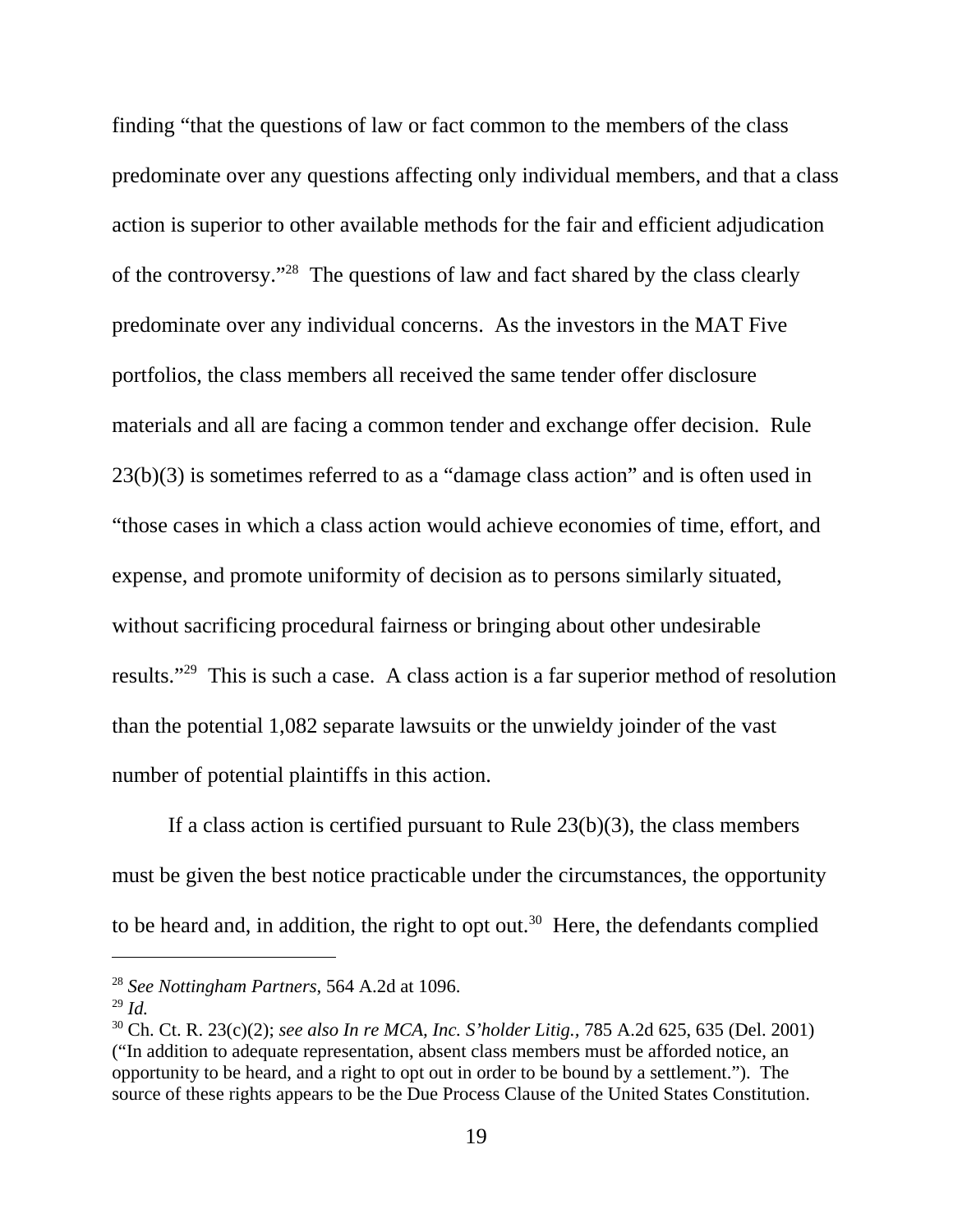finding "that the questions of law or fact common to the members of the class predominate over any questions affecting only individual members, and that a class action is superior to other available methods for the fair and efficient adjudication of the controversy."[28] The questions of law and fact shared by the class clearly predominate over any individual concerns. As the investors in the MAT Five portfolios, the class members all received the same tender offer disclosure materials and all are facing a common tender and exchange offer decision. Rule 23(b)(3) is sometimes referred to as a "damage class action" and is often used in "those cases in which a class action would achieve economies of time, effort, and expense, and promote uniformity of decision as to persons similarly situated, without sacrificing procedural fairness or bringing about other undesirable results."[29] This is such a case. A class action is a far superior method of resolution than the potential 1,082 separate lawsuits or the unwieldy joinder of the vast number of potential plaintiffs in this action.

If a class action is certified pursuant to Rule 23(b)(3), the class members must be given the best notice practicable under the circumstances, the opportunity to be heard and, in addition, the right to opt out.[30] Here, the defendants complied

---

[28] *See Nottingham Partners*, 564 A.2d at 1096.

[29] *Id.*

[30] Ch. Ct. R. 23(c)(2); *see also In re MCA, Inc. S'holder Litig.*, 785 A.2d 625, 635 (Del. 2001) ("In addition to adequate representation, absent class members must be afforded notice, an opportunity to be heard, and a right to opt out in order to be bound by a settlement."). The source of these rights appears to be the Due Process Clause of the United States Constitution.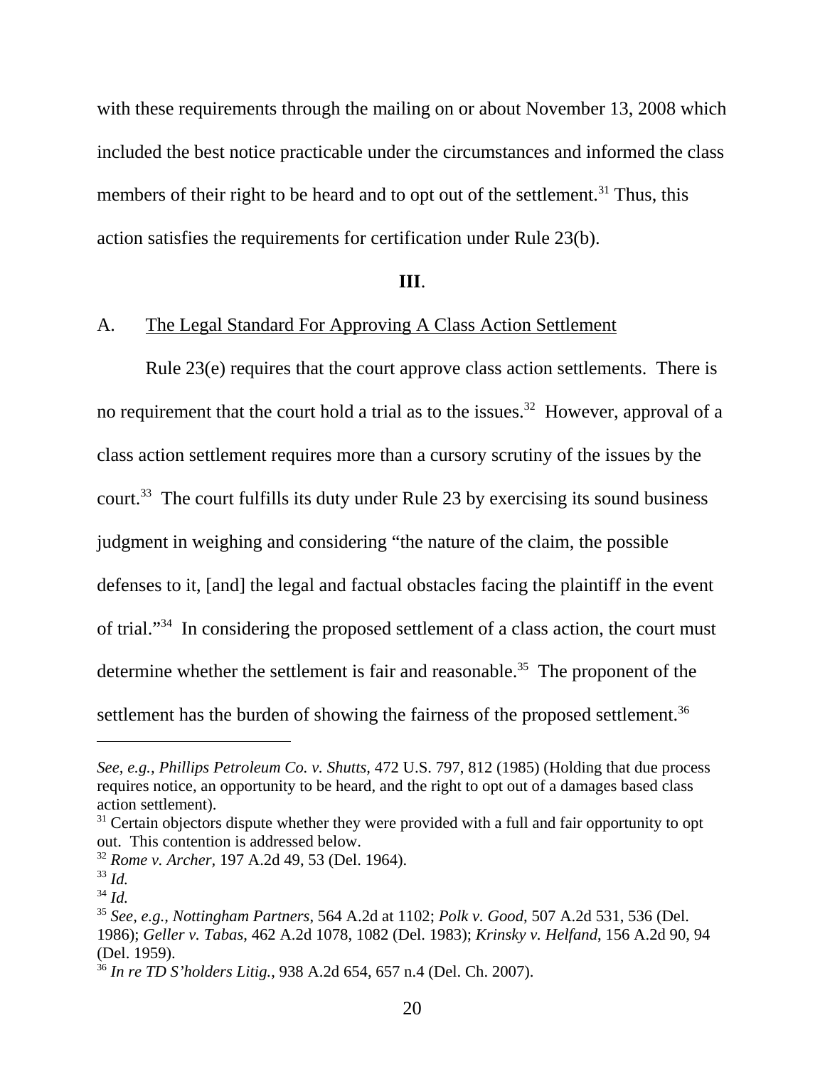with these requirements through the mailing on or about November 13, 2008 which included the best notice practicable under the circumstances and informed the class members of their right to be heard and to opt out of the settlement.[31] Thus, this action satisfies the requirements for certification under Rule 23(b).

**III**.

A. <u>The Legal Standard For Approving A Class Action Settlement</u>

Rule 23(e) requires that the court approve class action settlements. There is no requirement that the court hold a trial as to the issues.[32] However, approval of a class action settlement requires more than a cursory scrutiny of the issues by the court.[33] The court fulfills its duty under Rule 23 by exercising its sound business judgment in weighing and considering "the nature of the claim, the possible defenses to it, [and] the legal and factual obstacles facing the plaintiff in the event of trial."[34] In considering the proposed settlement of a class action, the court must determine whether the settlement is fair and reasonable.[35] The proponent of the settlement has the burden of showing the fairness of the proposed settlement.[36]

---

*See, e.g.*, *Phillips Petroleum Co. v. Shutts*, 472 U.S. 797, 812 (1985) (Holding that due process requires notice, an opportunity to be heard, and the right to opt out of a damages based class action settlement).

[31] Certain objectors dispute whether they were provided with a full and fair opportunity to opt out. This contention is addressed below.

[32] *Rome v. Archer*, 197 A.2d 49, 53 (Del. 1964).

[33] *Id.*

[34] *Id.*

[35] *See, e.g.*, *Nottingham Partners*, 564 A.2d at 1102; *Polk v. Good*, 507 A.2d 531, 536 (Del. 1986); *Geller v. Tabas*, 462 A.2d 1078, 1082 (Del. 1983); *Krinsky v. Helfand*, 156 A.2d 90, 94 (Del. 1959).

[36] *In re TD S'holders Litig.*, 938 A.2d 654, 657 n.4 (Del. Ch. 2007).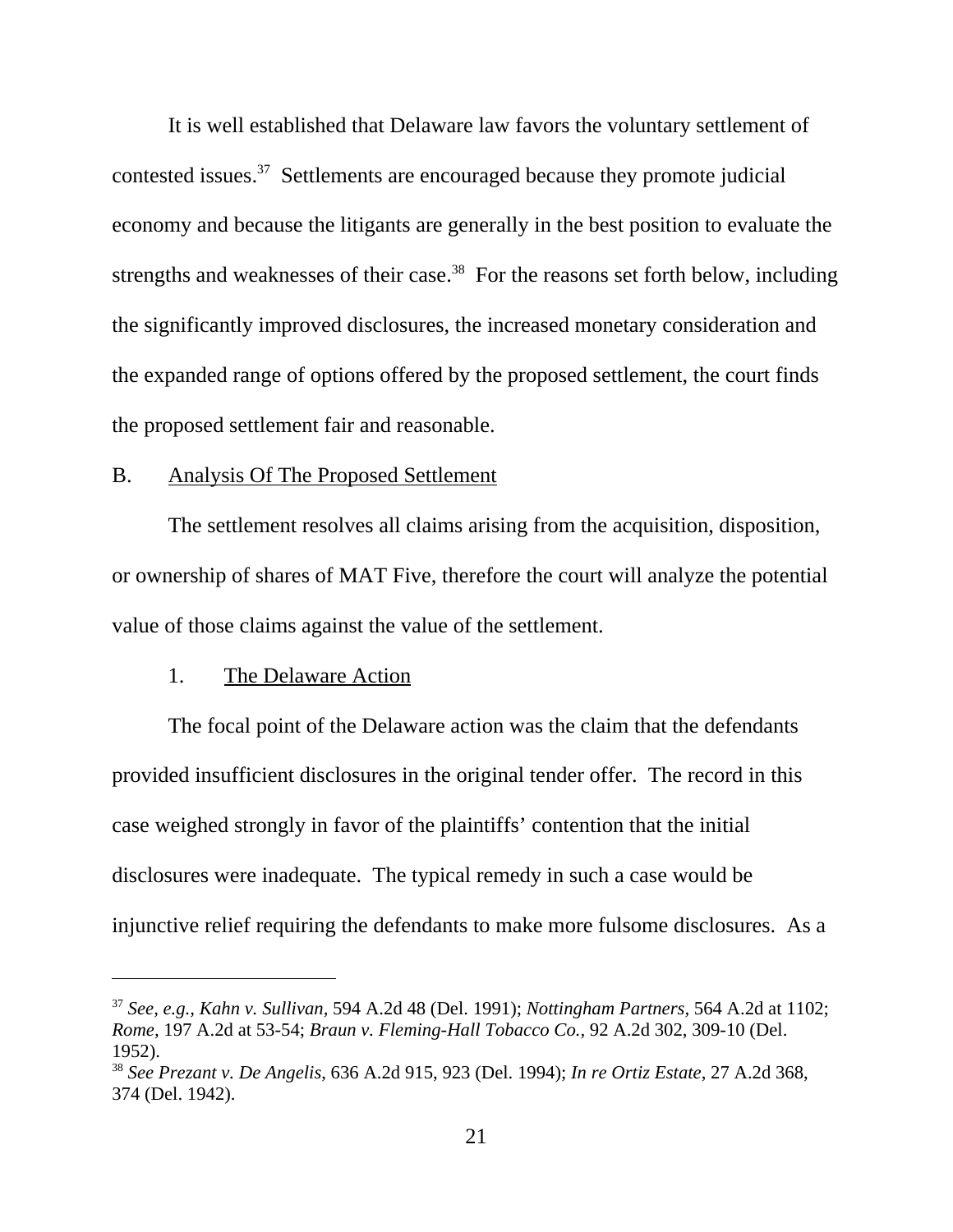It is well established that Delaware law favors the voluntary settlement of contested issues.[37] Settlements are encouraged because they promote judicial economy and because the litigants are generally in the best position to evaluate the strengths and weaknesses of their case.[38] For the reasons set forth below, including the significantly improved disclosures, the increased monetary consideration and the expanded range of options offered by the proposed settlement, the court finds the proposed settlement fair and reasonable.

B. <u>Analysis Of The Proposed Settlement</u>

The settlement resolves all claims arising from the acquisition, disposition, or ownership of shares of MAT Five, therefore the court will analyze the potential value of those claims against the value of the settlement.

1. <u>The Delaware Action</u>

The focal point of the Delaware action was the claim that the defendants provided insufficient disclosures in the original tender offer. The record in this case weighed strongly in favor of the plaintiffs' contention that the initial disclosures were inadequate. The typical remedy in such a case would be injunctive relief requiring the defendants to make more fulsome disclosures. As a

---

[37] *See, e.g., Kahn v. Sullivan*, 594 A.2d 48 (Del. 1991); *Nottingham Partners*, 564 A.2d at 1102; *Rome*, 197 A.2d at 53-54; *Braun v. Fleming-Hall Tobacco Co.*, 92 A.2d 302, 309-10 (Del. 1952).

[38] *See Prezant v. De Angelis*, 636 A.2d 915, 923 (Del. 1994); *In re Ortiz Estate*, 27 A.2d 368, 374 (Del. 1942).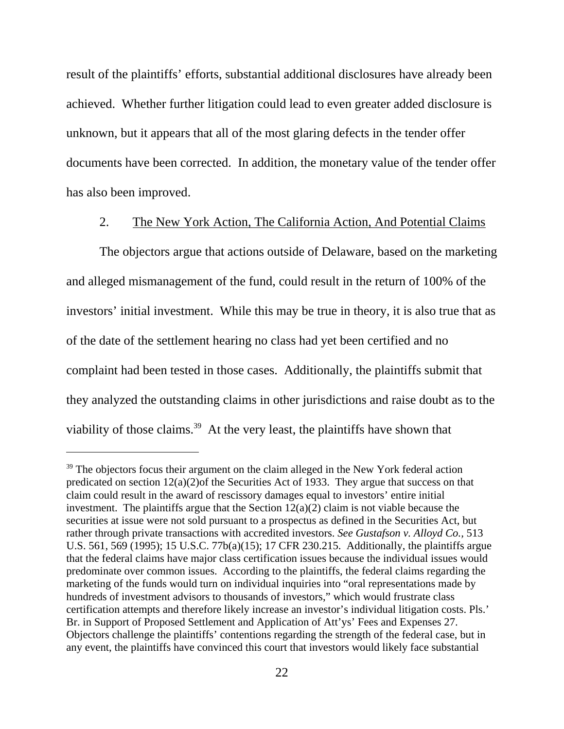result of the plaintiffs' efforts, substantial additional disclosures have already been achieved. Whether further litigation could lead to even greater added disclosure is unknown, but it appears that all of the most glaring defects in the tender offer documents have been corrected. In addition, the monetary value of the tender offer has also been improved.

2. The New York Action, The California Action, And Potential Claims

The objectors argue that actions outside of Delaware, based on the marketing and alleged mismanagement of the fund, could result in the return of 100% of the investors' initial investment. While this may be true in theory, it is also true that as of the date of the settlement hearing no class had yet been certified and no complaint had been tested in those cases. Additionally, the plaintiffs submit that they analyzed the outstanding claims in other jurisdictions and raise doubt as to the viability of those claims.[39] At the very least, the plaintiffs have shown that

---

[39] The objectors focus their argument on the claim alleged in the New York federal action predicated on section 12(a)(2)of the Securities Act of 1933. They argue that success on that claim could result in the award of rescissory damages equal to investors' entire initial investment. The plaintiffs argue that the Section 12(a)(2) claim is not viable because the securities at issue were not sold pursuant to a prospectus as defined in the Securities Act, but rather through private transactions with accredited investors. *See Gustafson v. Alloyd Co.*, 513 U.S. 561, 569 (1995); 15 U.S.C. 77b(a)(15); 17 CFR 230.215. Additionally, the plaintiffs argue that the federal claims have major class certification issues because the individual issues would predominate over common issues. According to the plaintiffs, the federal claims regarding the marketing of the funds would turn on individual inquiries into "oral representations made by hundreds of investment advisors to thousands of investors," which would frustrate class certification attempts and therefore likely increase an investor's individual litigation costs. Pls.' Br. in Support of Proposed Settlement and Application of Att'ys' Fees and Expenses 27. Objectors challenge the plaintiffs' contentions regarding the strength of the federal case, but in any event, the plaintiffs have convinced this court that investors would likely face substantial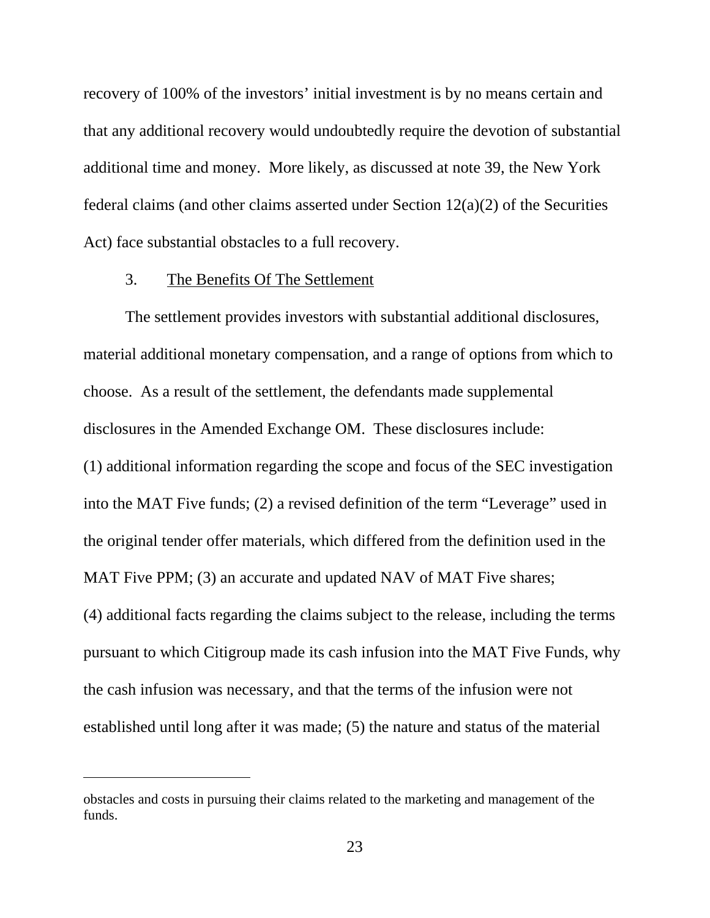recovery of 100% of the investors' initial investment is by no means certain and that any additional recovery would undoubtedly require the devotion of substantial additional time and money. More likely, as discussed at note 39, the New York federal claims (and other claims asserted under Section 12(a)(2) of the Securities Act) face substantial obstacles to a full recovery.

### 3. The Benefits Of The Settlement

The settlement provides investors with substantial additional disclosures, material additional monetary compensation, and a range of options from which to choose. As a result of the settlement, the defendants made supplemental disclosures in the Amended Exchange OM. These disclosures include: (1) additional information regarding the scope and focus of the SEC investigation into the MAT Five funds; (2) a revised definition of the term "Leverage" used in the original tender offer materials, which differed from the definition used in the MAT Five PPM; (3) an accurate and updated NAV of MAT Five shares; (4) additional facts regarding the claims subject to the release, including the terms pursuant to which Citigroup made its cash infusion into the MAT Five Funds, why the cash infusion was necessary, and that the terms of the infusion were not established until long after it was made; (5) the nature and status of the material

---

obstacles and costs in pursuing their claims related to the marketing and management of the funds.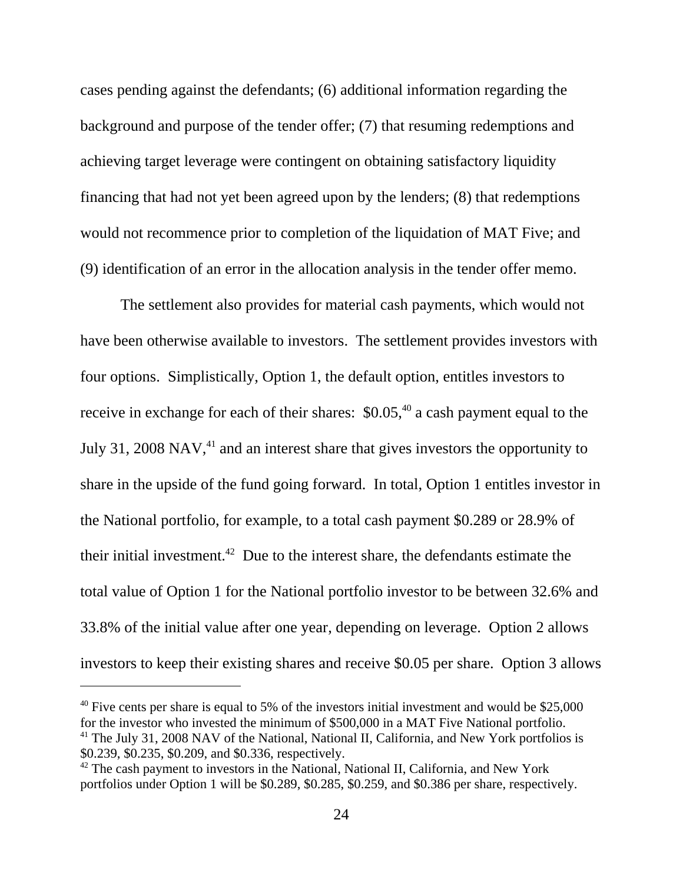cases pending against the defendants; (6) additional information regarding the background and purpose of the tender offer; (7) that resuming redemptions and achieving target leverage were contingent on obtaining satisfactory liquidity financing that had not yet been agreed upon by the lenders; (8) that redemptions would not recommence prior to completion of the liquidation of MAT Five; and (9) identification of an error in the allocation analysis in the tender offer memo.

The settlement also provides for material cash payments, which would not have been otherwise available to investors. The settlement provides investors with four options. Simplistically, Option 1, the default option, entitles investors to receive in exchange for each of their shares: $0.05,[40] a cash payment equal to the July 31, 2008 NAV,[41] and an interest share that gives investors the opportunity to share in the upside of the fund going forward. In total, Option 1 entitles investor in the National portfolio, for example, to a total cash payment $0.289 or 28.9% of their initial investment.[42] Due to the interest share, the defendants estimate the total value of Option 1 for the National portfolio investor to be between 32.6% and 33.8% of the initial value after one year, depending on leverage. Option 2 allows investors to keep their existing shares and receive $0.05 per share. Option 3 allows

---

[40] Five cents per share is equal to 5% of the investors initial investment and would be $25,000 for the investor who invested the minimum of $500,000 in a MAT Five National portfolio.

[41] The July 31, 2008 NAV of the National, National II, California, and New York portfolios is $0.239, $0.235, $0.209, and $0.336, respectively.

[42] The cash payment to investors in the National, National II, California, and New York portfolios under Option 1 will be $0.289, $0.285, $0.259, and $0.386 per share, respectively.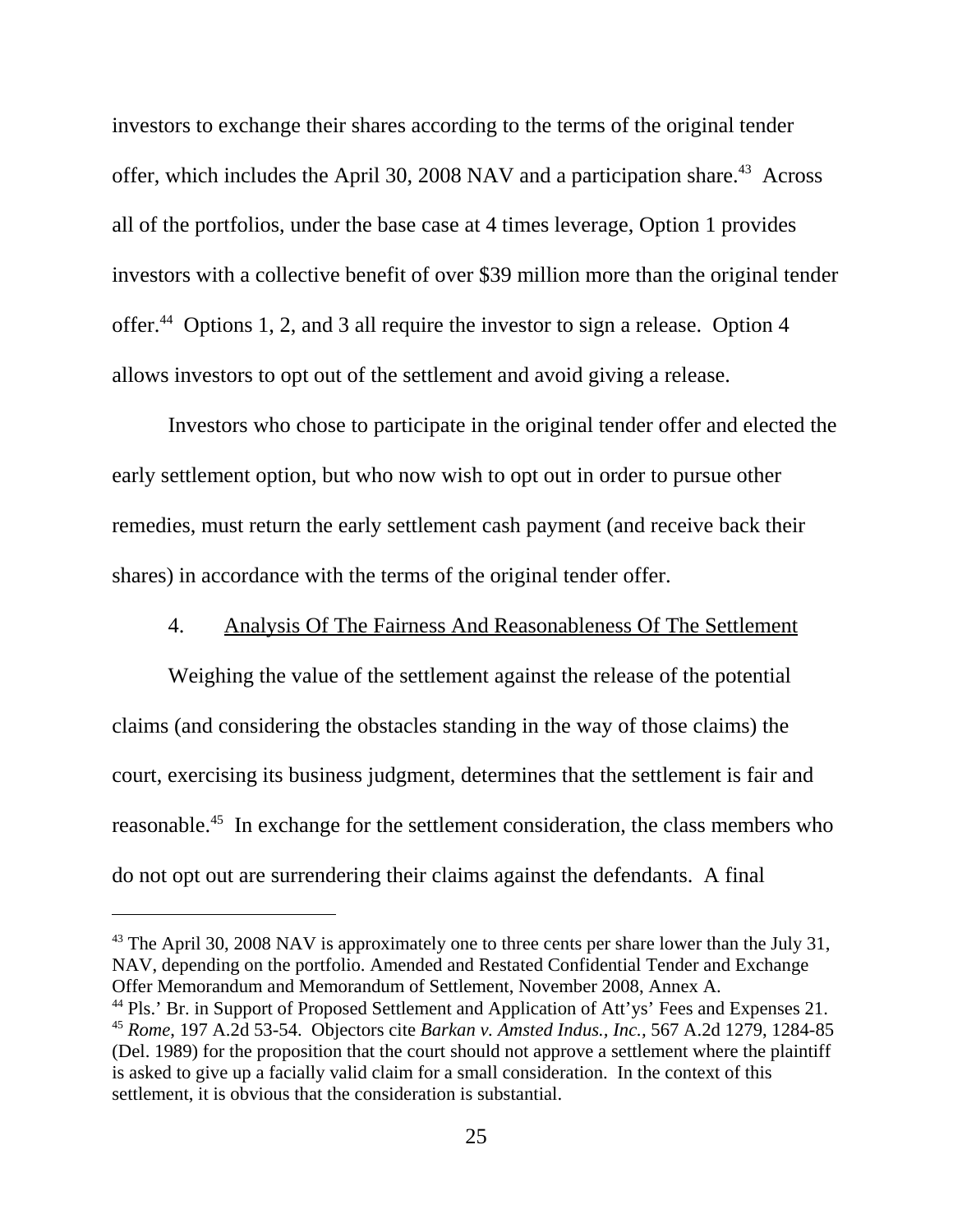investors to exchange their shares according to the terms of the original tender offer, which includes the April 30, 2008 NAV and a participation share.[43] Across all of the portfolios, under the base case at 4 times leverage, Option 1 provides investors with a collective benefit of over $39 million more than the original tender offer.[44] Options 1, 2, and 3 all require the investor to sign a release. Option 4 allows investors to opt out of the settlement and avoid giving a release.

Investors who chose to participate in the original tender offer and elected the early settlement option, but who now wish to opt out in order to pursue other remedies, must return the early settlement cash payment (and receive back their shares) in accordance with the terms of the original tender offer.

4. Analysis Of The Fairness And Reasonableness Of The Settlement

Weighing the value of the settlement against the release of the potential claims (and considering the obstacles standing in the way of those claims) the court, exercising its business judgment, determines that the settlement is fair and reasonable.[45] In exchange for the settlement consideration, the class members who do not opt out are surrendering their claims against the defendants. A final

---

[43] The April 30, 2008 NAV is approximately one to three cents per share lower than the July 31, NAV, depending on the portfolio. Amended and Restated Confidential Tender and Exchange Offer Memorandum and Memorandum of Settlement, November 2008, Annex A.

[44] Pls.' Br. in Support of Proposed Settlement and Application of Att'ys' Fees and Expenses 21.

[45] *Rome*, 197 A.2d 53-54. Objectors cite *Barkan v. Amsted Indus., Inc.*, 567 A.2d 1279, 1284-85 (Del. 1989) for the proposition that the court should not approve a settlement where the plaintiff is asked to give up a facially valid claim for a small consideration. In the context of this settlement, it is obvious that the consideration is substantial.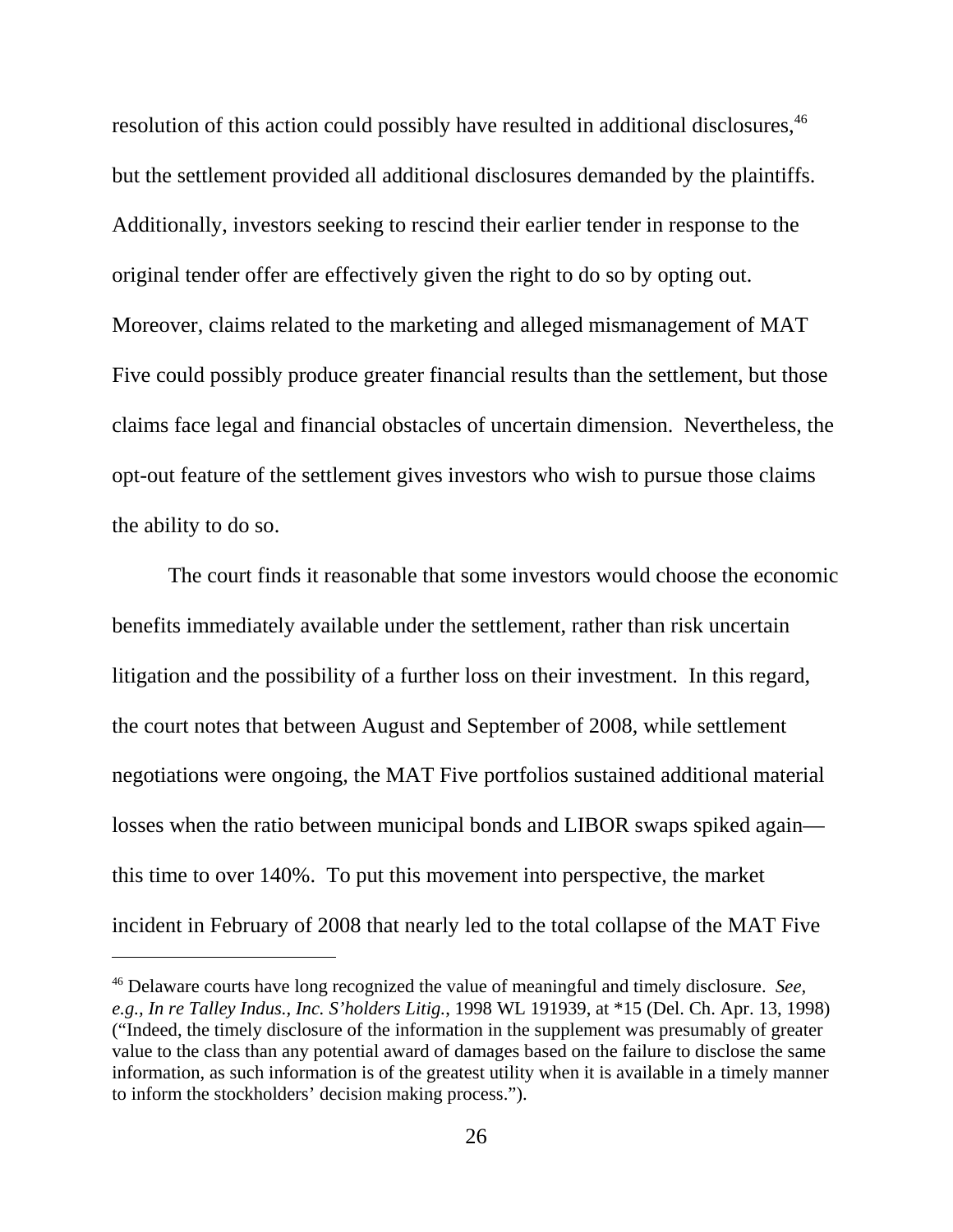resolution of this action could possibly have resulted in additional disclosures,[46] but the settlement provided all additional disclosures demanded by the plaintiffs. Additionally, investors seeking to rescind their earlier tender in response to the original tender offer are effectively given the right to do so by opting out. Moreover, claims related to the marketing and alleged mismanagement of MAT Five could possibly produce greater financial results than the settlement, but those claims face legal and financial obstacles of uncertain dimension. Nevertheless, the opt-out feature of the settlement gives investors who wish to pursue those claims the ability to do so.

The court finds it reasonable that some investors would choose the economic benefits immediately available under the settlement, rather than risk uncertain litigation and the possibility of a further loss on their investment. In this regard, the court notes that between August and September of 2008, while settlement negotiations were ongoing, the MAT Five portfolios sustained additional material losses when the ratio between municipal bonds and LIBOR swaps spiked again—this time to over 140%. To put this movement into perspective, the market incident in February of 2008 that nearly led to the total collapse of the MAT Five

---

[46] Delaware courts have long recognized the value of meaningful and timely disclosure. *See, e.g., In re Talley Indus., Inc. S'holders Litig.*, 1998 WL 191939, at *15 (Del. Ch. Apr. 13, 1998) ("Indeed, the timely disclosure of the information in the supplement was presumably of greater value to the class than any potential award of damages based on the failure to disclose the same information, as such information is of the greatest utility when it is available in a timely manner to inform the stockholders' decision making process.").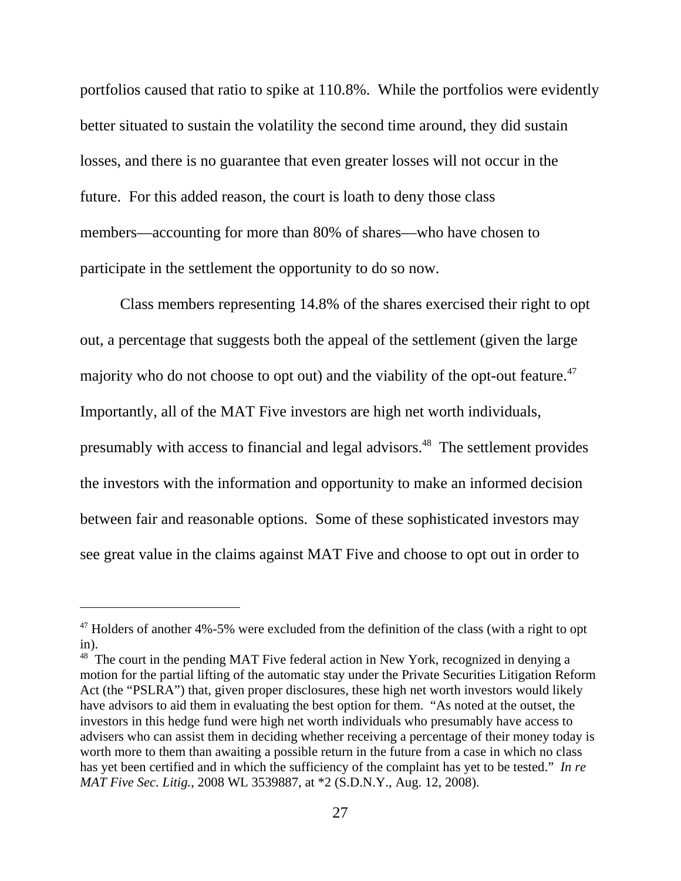portfolios caused that ratio to spike at 110.8%. While the portfolios were evidently better situated to sustain the volatility the second time around, they did sustain losses, and there is no guarantee that even greater losses will not occur in the future. For this added reason, the court is loath to deny those class members—accounting for more than 80% of shares—who have chosen to participate in the settlement the opportunity to do so now.

Class members representing 14.8% of the shares exercised their right to opt out, a percentage that suggests both the appeal of the settlement (given the large majority who do not choose to opt out) and the viability of the opt-out feature.[47] Importantly, all of the MAT Five investors are high net worth individuals, presumably with access to financial and legal advisors.[48] The settlement provides the investors with the information and opportunity to make an informed decision between fair and reasonable options. Some of these sophisticated investors may see great value in the claims against MAT Five and choose to opt out in order to

---

[47] Holders of another 4%-5% were excluded from the definition of the class (with a right to opt in).

[48] The court in the pending MAT Five federal action in New York, recognized in denying a motion for the partial lifting of the automatic stay under the Private Securities Litigation Reform Act (the "PSLRA") that, given proper disclosures, these high net worth investors would likely have advisors to aid them in evaluating the best option for them. "As noted at the outset, the investors in this hedge fund were high net worth individuals who presumably have access to advisers who can assist them in deciding whether receiving a percentage of their money today is worth more to them than awaiting a possible return in the future from a case in which no class has yet been certified and in which the sufficiency of the complaint has yet to be tested." *In re MAT Five Sec. Litig.*, 2008 WL 3539887, at *2 (S.D.N.Y., Aug. 12, 2008).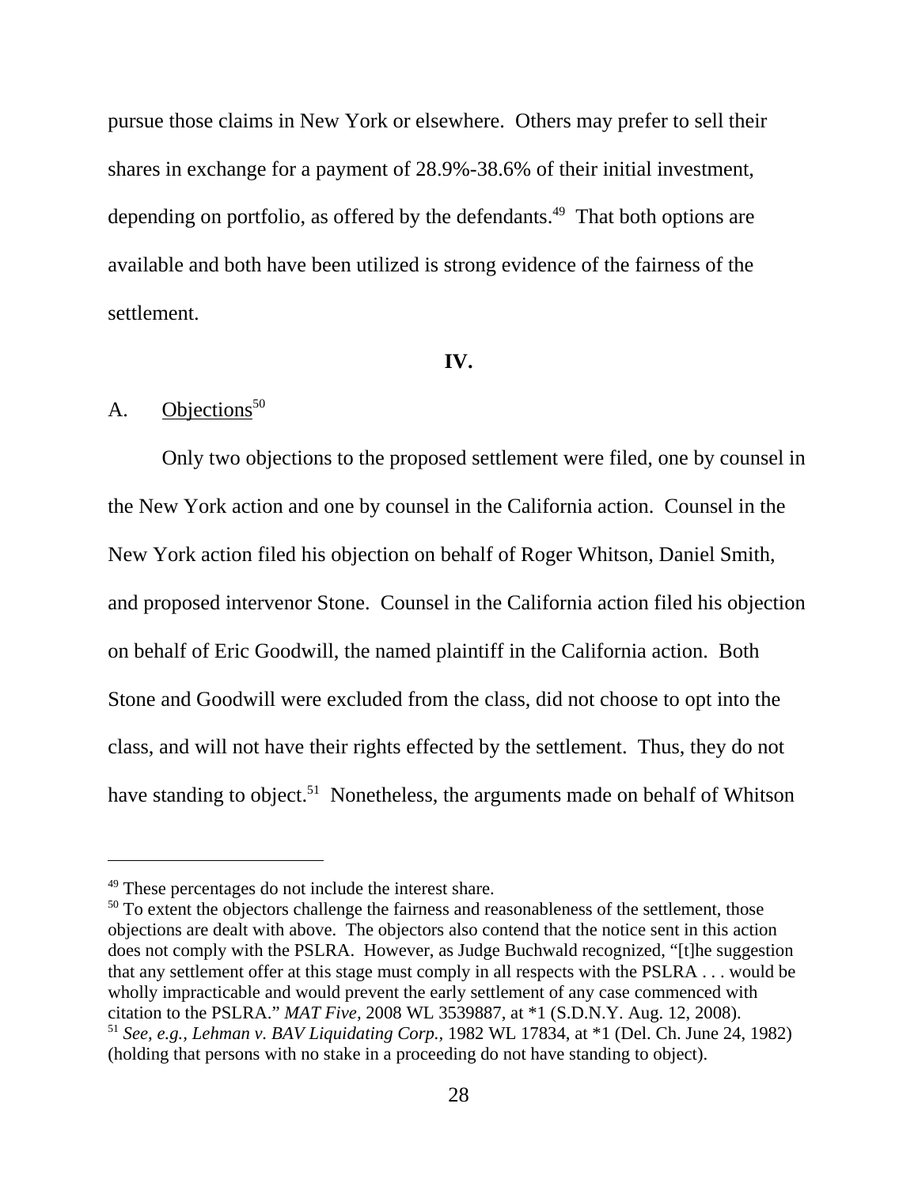pursue those claims in New York or elsewhere. Others may prefer to sell their shares in exchange for a payment of 28.9%-38.6% of their initial investment, depending on portfolio, as offered by the defendants.[49] That both options are available and both have been utilized is strong evidence of the fairness of the settlement.

## IV.

A. Objections[50]

Only two objections to the proposed settlement were filed, one by counsel in the New York action and one by counsel in the California action. Counsel in the New York action filed his objection on behalf of Roger Whitson, Daniel Smith, and proposed intervenor Stone. Counsel in the California action filed his objection on behalf of Eric Goodwill, the named plaintiff in the California action. Both Stone and Goodwill were excluded from the class, did not choose to opt into the class, and will not have their rights effected by the settlement. Thus, they do not have standing to object.[51] Nonetheless, the arguments made on behalf of Whitson

---

[49] These percentages do not include the interest share.

[50] To extent the objectors challenge the fairness and reasonableness of the settlement, those objections are dealt with above. The objectors also contend that the notice sent in this action does not comply with the PSLRA. However, as Judge Buchwald recognized, "[t]he suggestion that any settlement offer at this stage must comply in all respects with the PSLRA . . . would be wholly impracticable and would prevent the early settlement of any case commenced with citation to the PSLRA." *MAT Five*, 2008 WL 3539887, at *1 (S.D.N.Y. Aug. 12, 2008).

[51] *See, e.g.*, *Lehman v. BAV Liquidating Corp.*, 1982 WL 17834, at *1 (Del. Ch. June 24, 1982) (holding that persons with no stake in a proceeding do not have standing to object).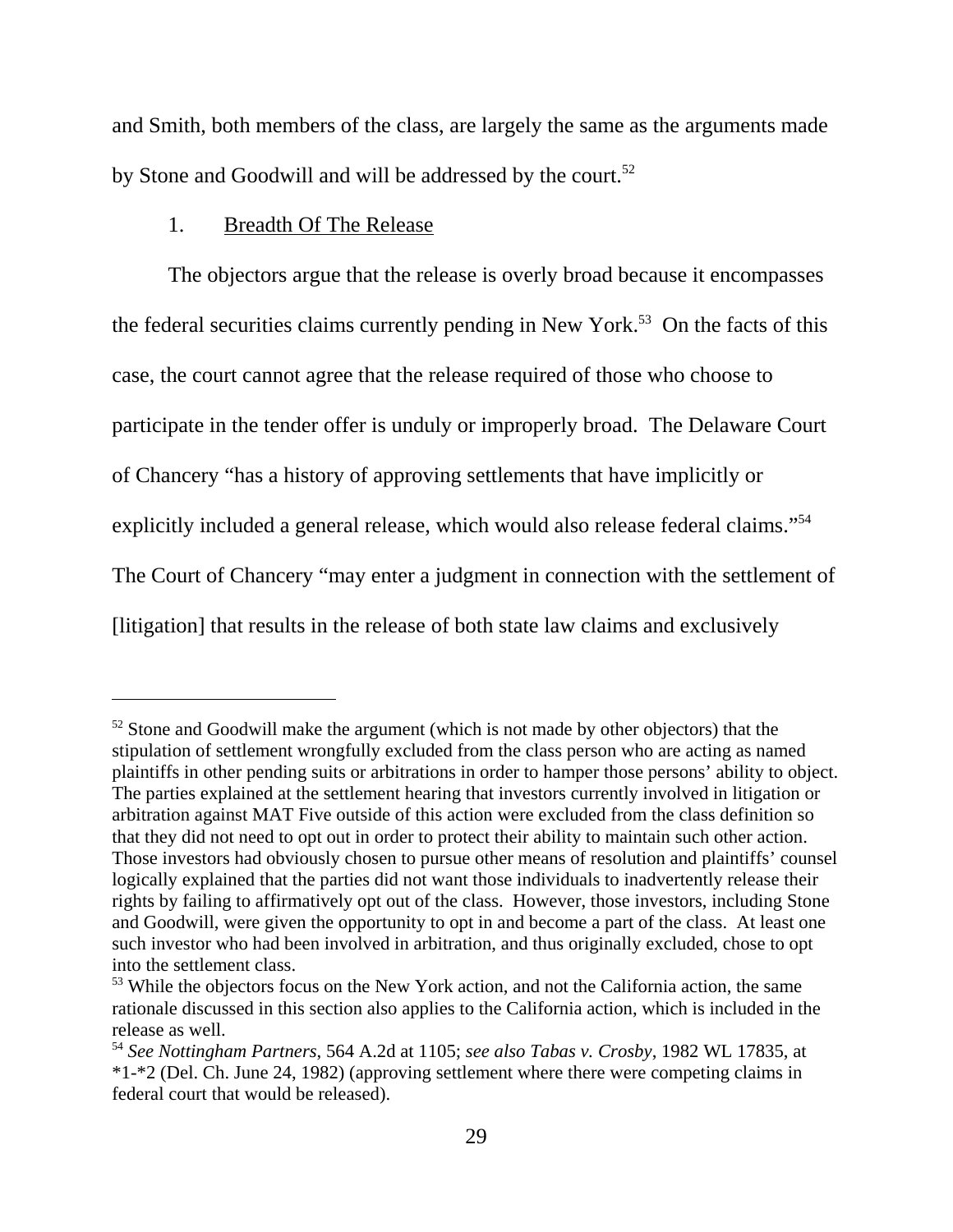and Smith, both members of the class, are largely the same as the arguments made by Stone and Goodwill and will be addressed by the court.[52]

1. Breadth Of The Release

The objectors argue that the release is overly broad because it encompasses the federal securities claims currently pending in New York.[53] On the facts of this case, the court cannot agree that the release required of those who choose to participate in the tender offer is unduly or improperly broad. The Delaware Court of Chancery "has a history of approving settlements that have implicitly or explicitly included a general release, which would also release federal claims."[54] The Court of Chancery "may enter a judgment in connection with the settlement of [litigation] that results in the release of both state law claims and exclusively

---

[52] Stone and Goodwill make the argument (which is not made by other objectors) that the stipulation of settlement wrongfully excluded from the class person who are acting as named plaintiffs in other pending suits or arbitrations in order to hamper those persons' ability to object. The parties explained at the settlement hearing that investors currently involved in litigation or arbitration against MAT Five outside of this action were excluded from the class definition so that they did not need to opt out in order to protect their ability to maintain such other action. Those investors had obviously chosen to pursue other means of resolution and plaintiffs' counsel logically explained that the parties did not want those individuals to inadvertently release their rights by failing to affirmatively opt out of the class. However, those investors, including Stone and Goodwill, were given the opportunity to opt in and become a part of the class. At least one such investor who had been involved in arbitration, and thus originally excluded, chose to opt into the settlement class.

[53] While the objectors focus on the New York action, and not the California action, the same rationale discussed in this section also applies to the California action, which is included in the release as well.

[54] *See Nottingham Partners*, 564 A.2d at 1105; *see also Tabas v. Crosby*, 1982 WL 17835, at *1-*2 (Del. Ch. June 24, 1982) (approving settlement where there were competing claims in federal court that would be released).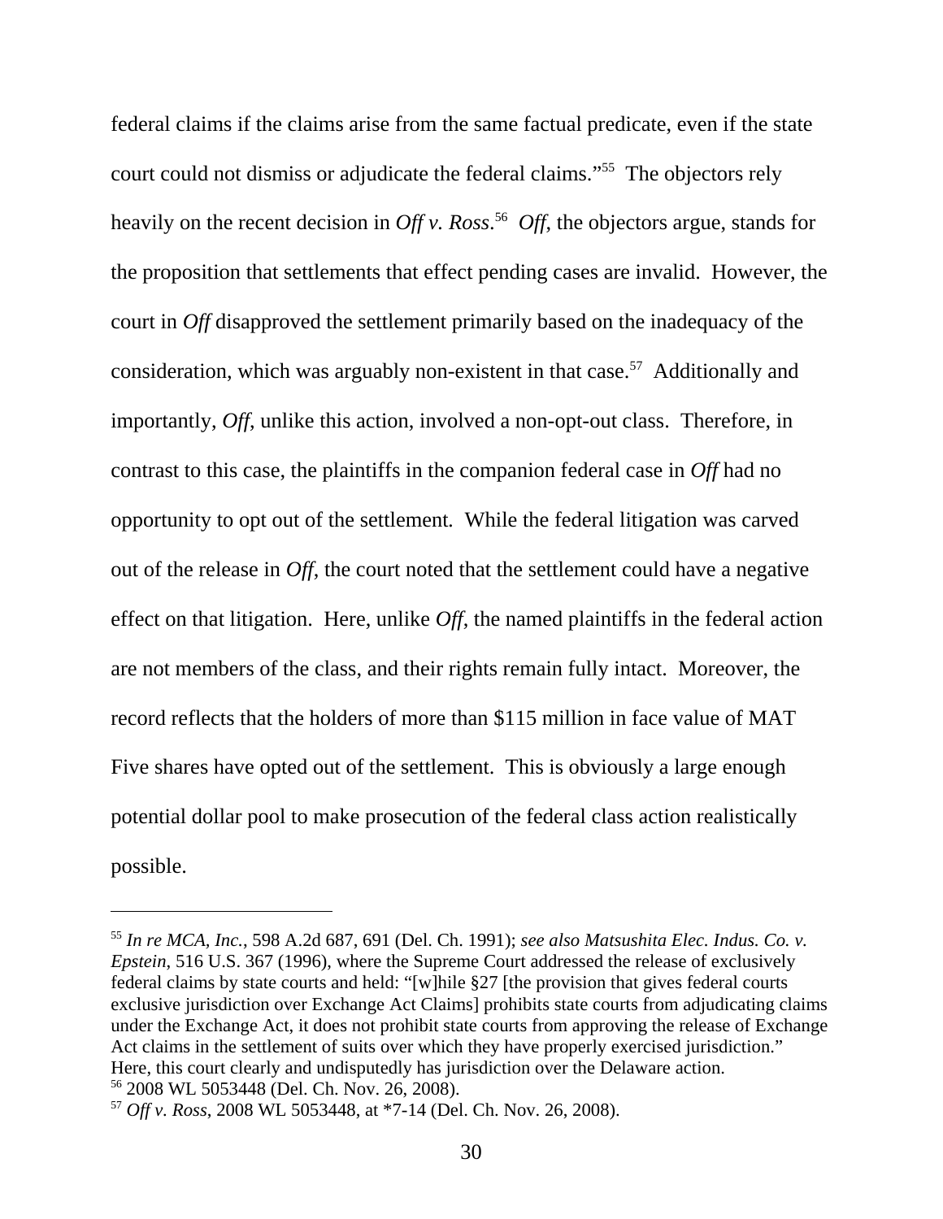federal claims if the claims arise from the same factual predicate, even if the state court could not dismiss or adjudicate the federal claims."[55] The objectors rely heavily on the recent decision in *Off v. Ross*.[56] *Off*, the objectors argue, stands for the proposition that settlements that effect pending cases are invalid. However, the court in *Off* disapproved the settlement primarily based on the inadequacy of the consideration, which was arguably non-existent in that case.[57] Additionally and importantly, *Off*, unlike this action, involved a non-opt-out class. Therefore, in contrast to this case, the plaintiffs in the companion federal case in *Off* had no opportunity to opt out of the settlement. While the federal litigation was carved out of the release in *Off*, the court noted that the settlement could have a negative effect on that litigation. Here, unlike *Off*, the named plaintiffs in the federal action are not members of the class, and their rights remain fully intact. Moreover, the record reflects that the holders of more than $115 million in face value of MAT Five shares have opted out of the settlement. This is obviously a large enough potential dollar pool to make prosecution of the federal class action realistically possible.

---

[55] *In re MCA, Inc.*, 598 A.2d 687, 691 (Del. Ch. 1991); *see also Matsushita Elec. Indus. Co. v. Epstein*, 516 U.S. 367 (1996), where the Supreme Court addressed the release of exclusively federal claims by state courts and held: "[w]hile §27 [the provision that gives federal courts exclusive jurisdiction over Exchange Act Claims] prohibits state courts from adjudicating claims under the Exchange Act, it does not prohibit state courts from approving the release of Exchange Act claims in the settlement of suits over which they have properly exercised jurisdiction." Here, this court clearly and undisputedly has jurisdiction over the Delaware action.

[56] 2008 WL 5053448 (Del. Ch. Nov. 26, 2008).

[57] *Off v. Ross*, 2008 WL 5053448, at *7-14 (Del. Ch. Nov. 26, 2008).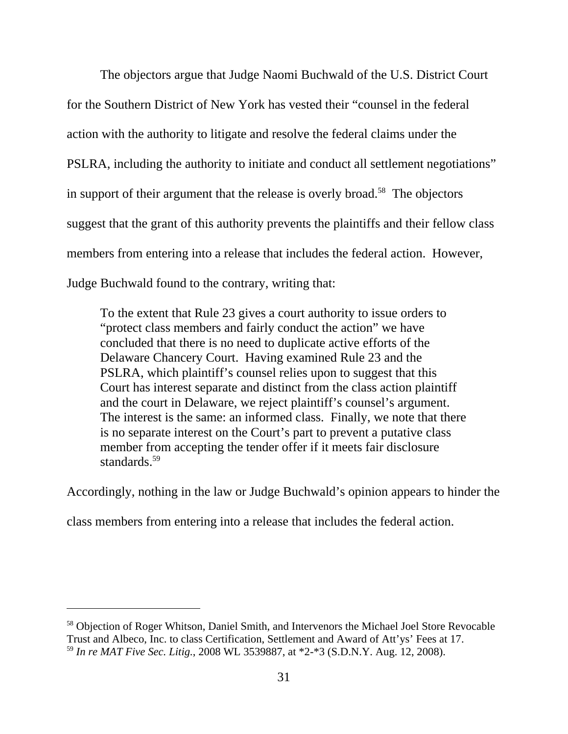The objectors argue that Judge Naomi Buchwald of the U.S. District Court for the Southern District of New York has vested their "counsel in the federal action with the authority to litigate and resolve the federal claims under the PSLRA, including the authority to initiate and conduct all settlement negotiations" in support of their argument that the release is overly broad.[58] The objectors suggest that the grant of this authority prevents the plaintiffs and their fellow class members from entering into a release that includes the federal action. However, Judge Buchwald found to the contrary, writing that:

> To the extent that Rule 23 gives a court authority to issue orders to "protect class members and fairly conduct the action" we have concluded that there is no need to duplicate active efforts of the Delaware Chancery Court. Having examined Rule 23 and the PSLRA, which plaintiff's counsel relies upon to suggest that this Court has interest separate and distinct from the class action plaintiff and the court in Delaware, we reject plaintiff's counsel's argument. The interest is the same: an informed class. Finally, we note that there is no separate interest on the Court's part to prevent a putative class member from accepting the tender offer if it meets fair disclosure standards.[59]

Accordingly, nothing in the law or Judge Buchwald's opinion appears to hinder the class members from entering into a release that includes the federal action.

---

[58] Objection of Roger Whitson, Daniel Smith, and Intervenors the Michael Joel Store Revocable Trust and Albeco, Inc. to class Certification, Settlement and Award of Att'ys' Fees at 17.

[59] *In re MAT Five Sec. Litig.*, 2008 WL 3539887, at *2-*3 (S.D.N.Y. Aug. 12, 2008).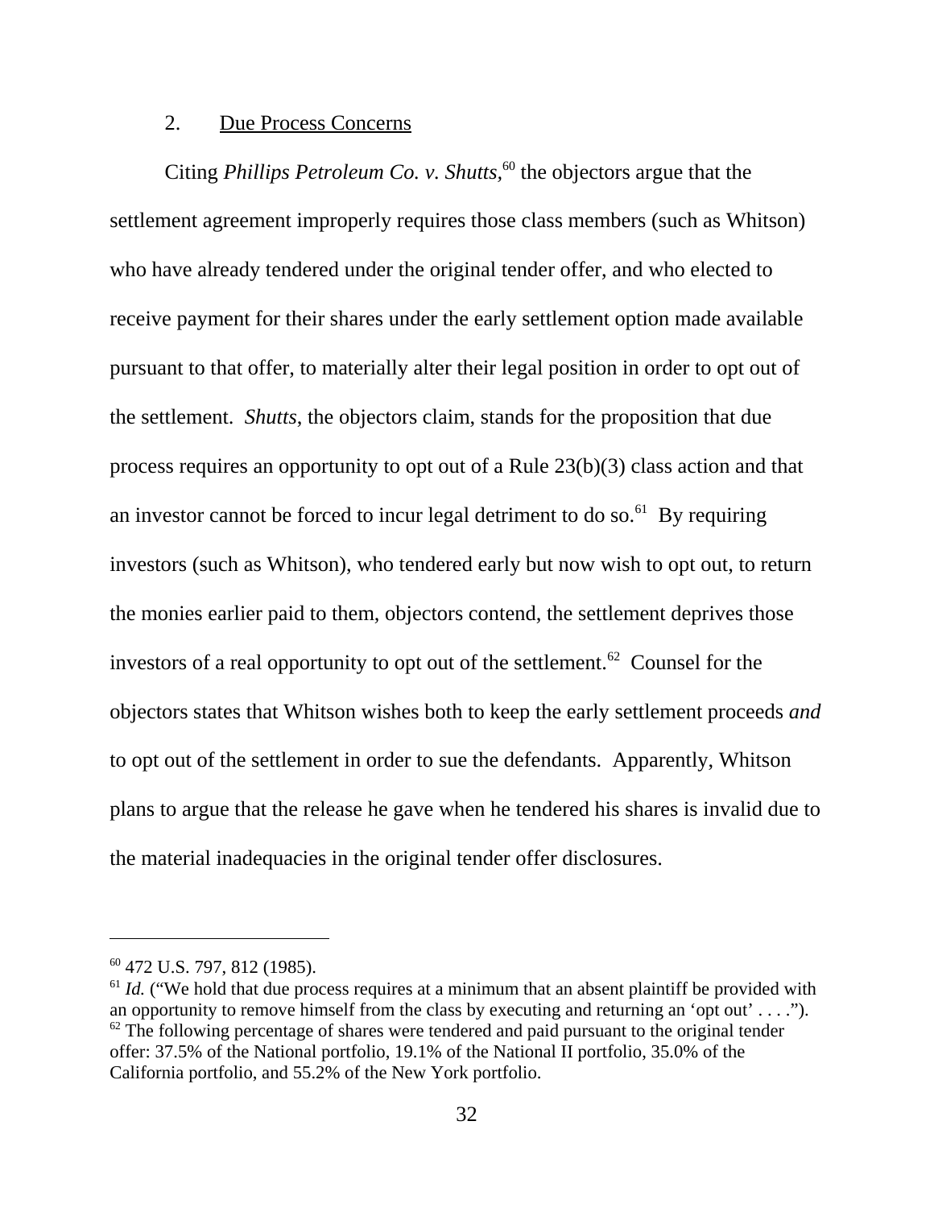### 2. Due Process Concerns

Citing *Phillips Petroleum Co. v. Shutts*,[60] the objectors argue that the settlement agreement improperly requires those class members (such as Whitson) who have already tendered under the original tender offer, and who elected to receive payment for their shares under the early settlement option made available pursuant to that offer, to materially alter their legal position in order to opt out of the settlement. *Shutts*, the objectors claim, stands for the proposition that due process requires an opportunity to opt out of a Rule 23(b)(3) class action and that an investor cannot be forced to incur legal detriment to do so.[61] By requiring investors (such as Whitson), who tendered early but now wish to opt out, to return the monies earlier paid to them, objectors contend, the settlement deprives those investors of a real opportunity to opt out of the settlement.[62] Counsel for the objectors states that Whitson wishes both to keep the early settlement proceeds *and* to opt out of the settlement in order to sue the defendants. Apparently, Whitson plans to argue that the release he gave when he tendered his shares is invalid due to the material inadequacies in the original tender offer disclosures.

---

[60] 472 U.S. 797, 812 (1985).

[61] *Id.* ("We hold that due process requires at a minimum that an absent plaintiff be provided with an opportunity to remove himself from the class by executing and returning an 'opt out' . . . .").

[62] The following percentage of shares were tendered and paid pursuant to the original tender offer: 37.5% of the National portfolio, 19.1% of the National II portfolio, 35.0% of the California portfolio, and 55.2% of the New York portfolio.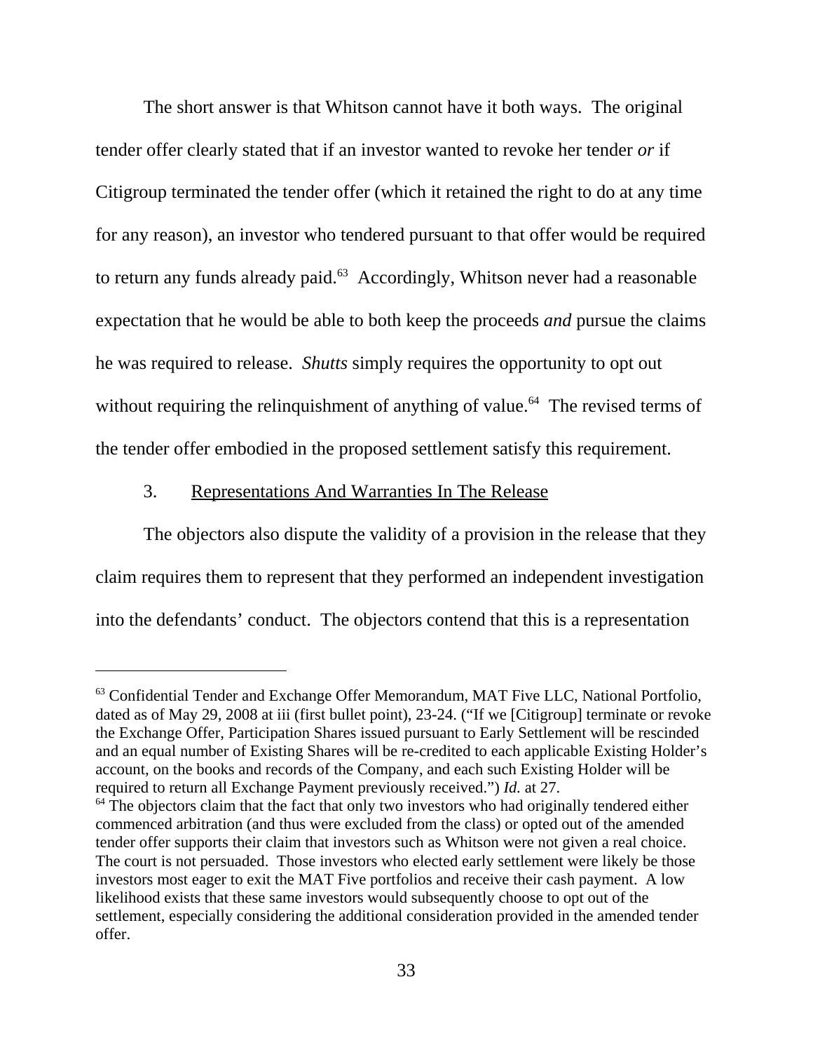The short answer is that Whitson cannot have it both ways. The original tender offer clearly stated that if an investor wanted to revoke her tender *or* if Citigroup terminated the tender offer (which it retained the right to do at any time for any reason), an investor who tendered pursuant to that offer would be required to return any funds already paid.[63] Accordingly, Whitson never had a reasonable expectation that he would be able to both keep the proceeds *and* pursue the claims he was required to release. *Shutts* simply requires the opportunity to opt out without requiring the relinquishment of anything of value.[64] The revised terms of the tender offer embodied in the proposed settlement satisfy this requirement.

3. Representations And Warranties In The Release

The objectors also dispute the validity of a provision in the release that they claim requires them to represent that they performed an independent investigation into the defendants' conduct. The objectors contend that this is a representation

---

[63] Confidential Tender and Exchange Offer Memorandum, MAT Five LLC, National Portfolio, dated as of May 29, 2008 at iii (first bullet point), 23-24. ("If we [Citigroup] terminate or revoke the Exchange Offer, Participation Shares issued pursuant to Early Settlement will be rescinded and an equal number of Existing Shares will be re-credited to each applicable Existing Holder's account, on the books and records of the Company, and each such Existing Holder will be required to return all Exchange Payment previously received.") *Id.* at 27.

[64] The objectors claim that the fact that only two investors who had originally tendered either commenced arbitration (and thus were excluded from the class) or opted out of the amended tender offer supports their claim that investors such as Whitson were not given a real choice. The court is not persuaded. Those investors who elected early settlement were likely be those investors most eager to exit the MAT Five portfolios and receive their cash payment. A low likelihood exists that these same investors would subsequently choose to opt out of the settlement, especially considering the additional consideration provided in the amended tender offer.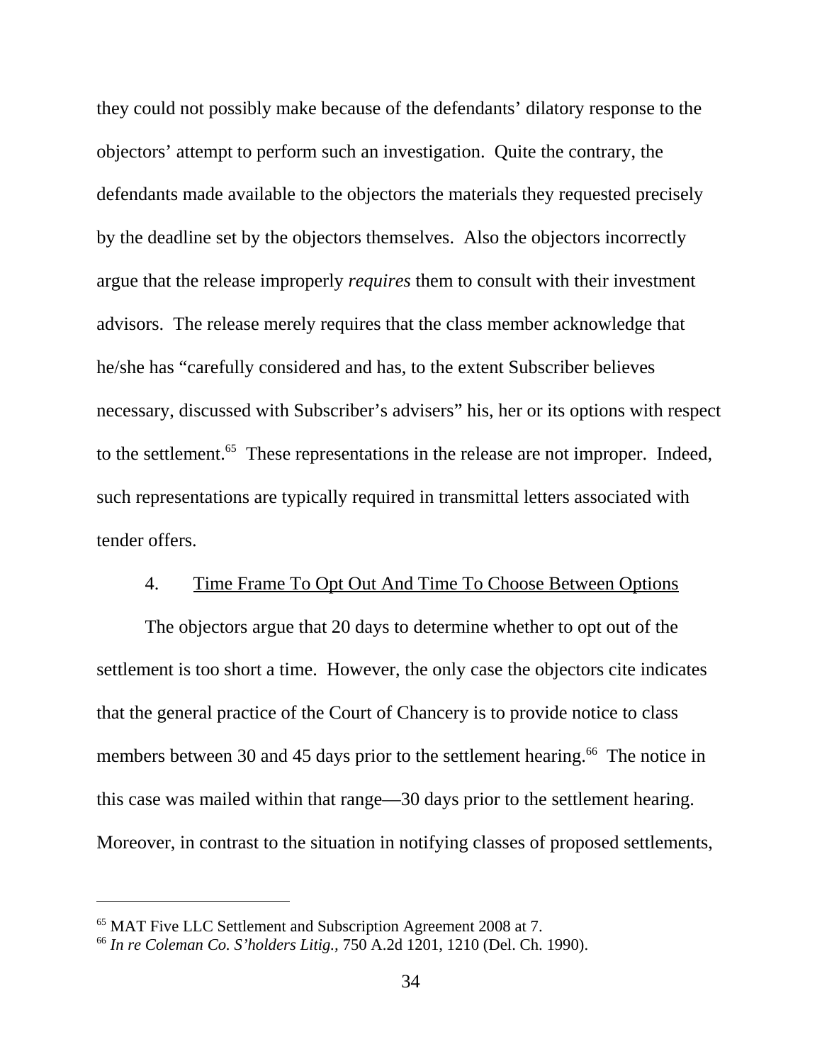they could not possibly make because of the defendants' dilatory response to the objectors' attempt to perform such an investigation. Quite the contrary, the defendants made available to the objectors the materials they requested precisely by the deadline set by the objectors themselves. Also the objectors incorrectly argue that the release improperly *requires* them to consult with their investment advisors. The release merely requires that the class member acknowledge that he/she has "carefully considered and has, to the extent Subscriber believes necessary, discussed with Subscriber's advisers" his, her or its options with respect to the settlement.[65] These representations in the release are not improper. Indeed, such representations are typically required in transmittal letters associated with tender offers.

4. Time Frame To Opt Out And Time To Choose Between Options

The objectors argue that 20 days to determine whether to opt out of the settlement is too short a time. However, the only case the objectors cite indicates that the general practice of the Court of Chancery is to provide notice to class members between 30 and 45 days prior to the settlement hearing.[66] The notice in this case was mailed within that range—30 days prior to the settlement hearing. Moreover, in contrast to the situation in notifying classes of proposed settlements,

---

[65] MAT Five LLC Settlement and Subscription Agreement 2008 at 7.

[66] *In re Coleman Co. S'holders Litig.*, 750 A.2d 1201, 1210 (Del. Ch. 1990).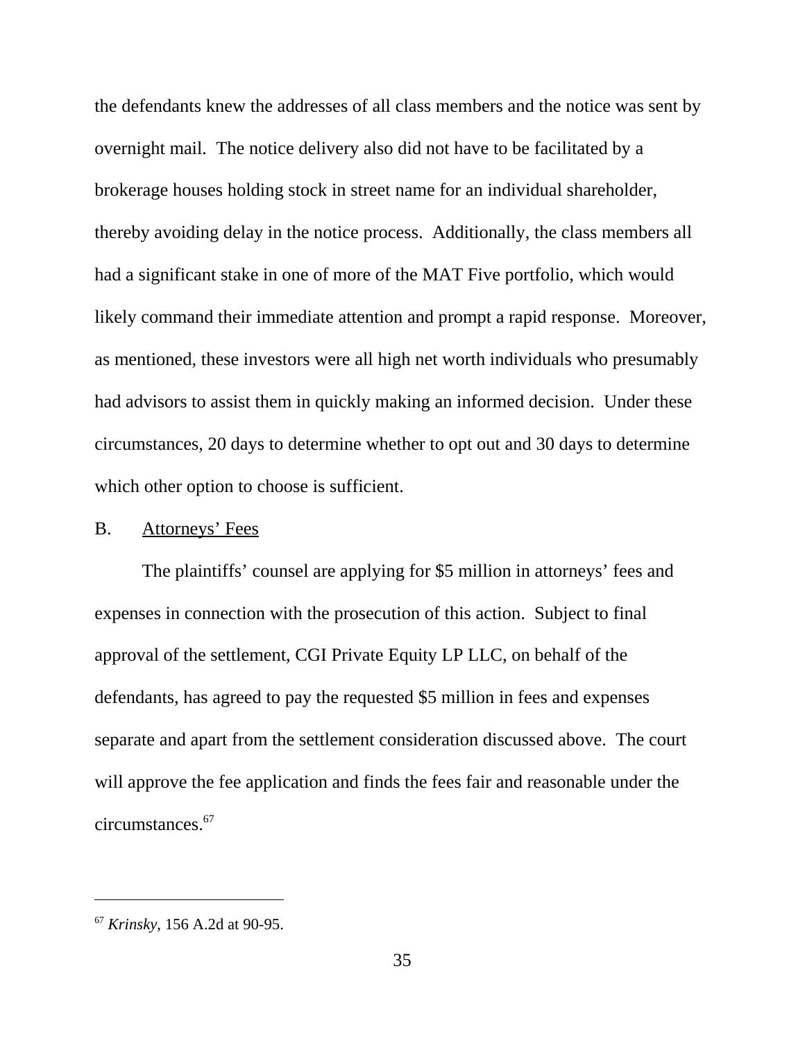the defendants knew the addresses of all class members and the notice was sent by overnight mail. The notice delivery also did not have to be facilitated by a brokerage houses holding stock in street name for an individual shareholder, thereby avoiding delay in the notice process. Additionally, the class members all had a significant stake in one of more of the MAT Five portfolio, which would likely command their immediate attention and prompt a rapid response. Moreover, as mentioned, these investors were all high net worth individuals who presumably had advisors to assist them in quickly making an informed decision. Under these circumstances, 20 days to determine whether to opt out and 30 days to determine which other option to choose is sufficient.

B. <u>Attorneys' Fees</u>

The plaintiffs' counsel are applying for $5 million in attorneys' fees and expenses in connection with the prosecution of this action. Subject to final approval of the settlement, CGI Private Equity LP LLC, on behalf of the defendants, has agreed to pay the requested $5 million in fees and expenses separate and apart from the settlement consideration discussed above. The court will approve the fee application and finds the fees fair and reasonable under the circumstances.[67]

---

[67] *Krinsky*, 156 A.2d at 90-95.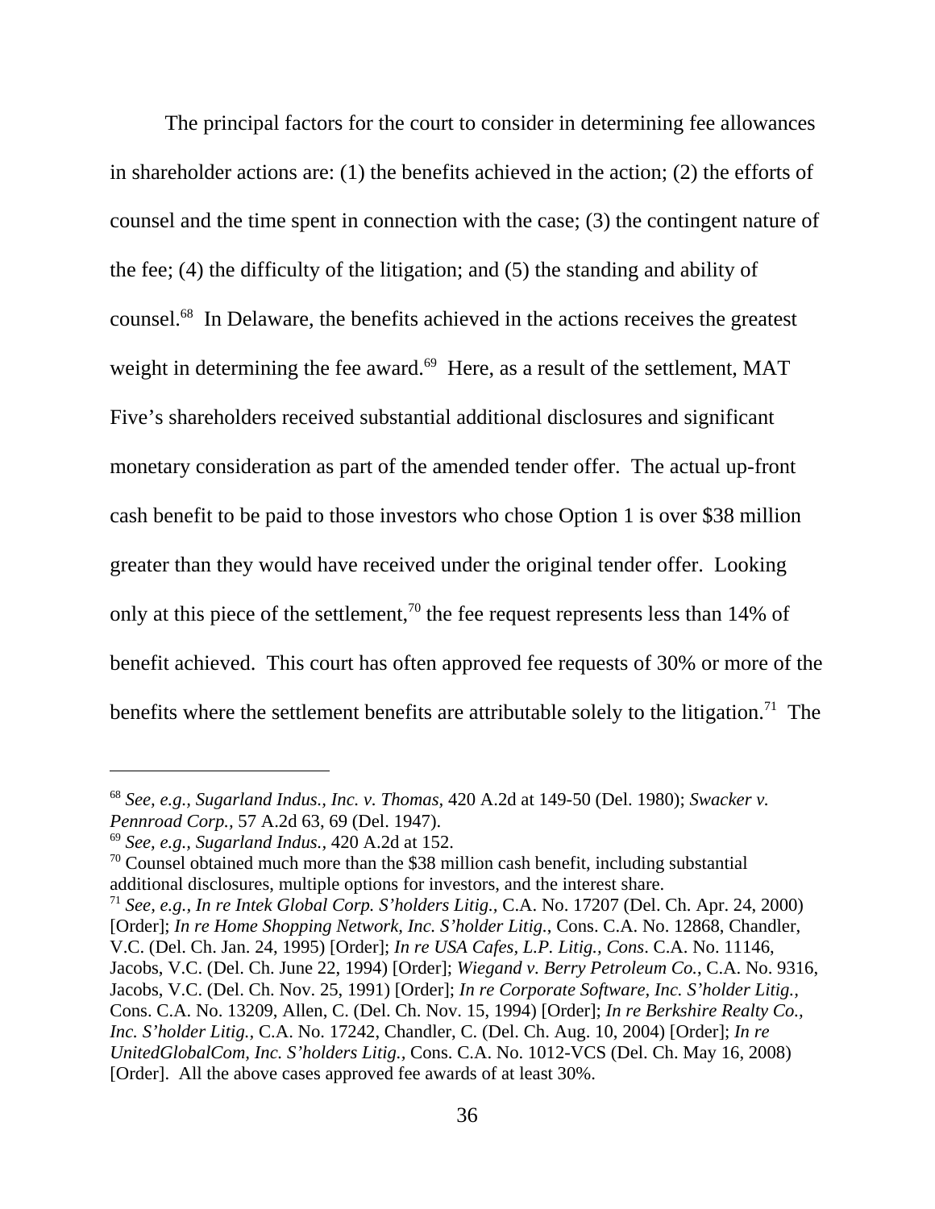The principal factors for the court to consider in determining fee allowances in shareholder actions are: (1) the benefits achieved in the action; (2) the efforts of counsel and the time spent in connection with the case; (3) the contingent nature of the fee; (4) the difficulty of the litigation; and (5) the standing and ability of counsel.[68] In Delaware, the benefits achieved in the actions receives the greatest weight in determining the fee award.[69] Here, as a result of the settlement, MAT Five's shareholders received substantial additional disclosures and significant monetary consideration as part of the amended tender offer. The actual up-front cash benefit to be paid to those investors who chose Option 1 is over $38 million greater than they would have received under the original tender offer. Looking only at this piece of the settlement,[70] the fee request represents less than 14% of benefit achieved. This court has often approved fee requests of 30% or more of the benefits where the settlement benefits are attributable solely to the litigation.[71] The

---

[68] *See, e.g., Sugarland Indus., Inc. v. Thomas*, 420 A.2d at 149-50 (Del. 1980); *Swacker v. Pennroad Corp.*, 57 A.2d 63, 69 (Del. 1947).

[69] *See, e.g., Sugarland Indus.*, 420 A.2d at 152.

[70] Counsel obtained much more than the $38 million cash benefit, including substantial additional disclosures, multiple options for investors, and the interest share.

[71] *See, e.g., In re Intek Global Corp. S'holders Litig.*, C.A. No. 17207 (Del. Ch. Apr. 24, 2000) [Order]; *In re Home Shopping Network, Inc. S'holder Litig.*, Cons. C.A. No. 12868, Chandler, V.C. (Del. Ch. Jan. 24, 1995) [Order]; *In re USA Cafes, L.P. Litig., Cons*. C.A. No. 11146, Jacobs, V.C. (Del. Ch. June 22, 1994) [Order]; *Wiegand v. Berry Petroleum Co.*, C.A. No. 9316, Jacobs, V.C. (Del. Ch. Nov. 25, 1991) [Order]; *In re Corporate Software, Inc. S'holder Litig.*, Cons. C.A. No. 13209, Allen, C. (Del. Ch. Nov. 15, 1994) [Order]; *In re Berkshire Realty Co., Inc. S'holder Litig.*, C.A. No. 17242, Chandler, C. (Del. Ch. Aug. 10, 2004) [Order]; *In re UnitedGlobalCom, Inc. S'holders Litig.*, Cons. C.A. No. 1012-VCS (Del. Ch. May 16, 2008) [Order]. All the above cases approved fee awards of at least 30%.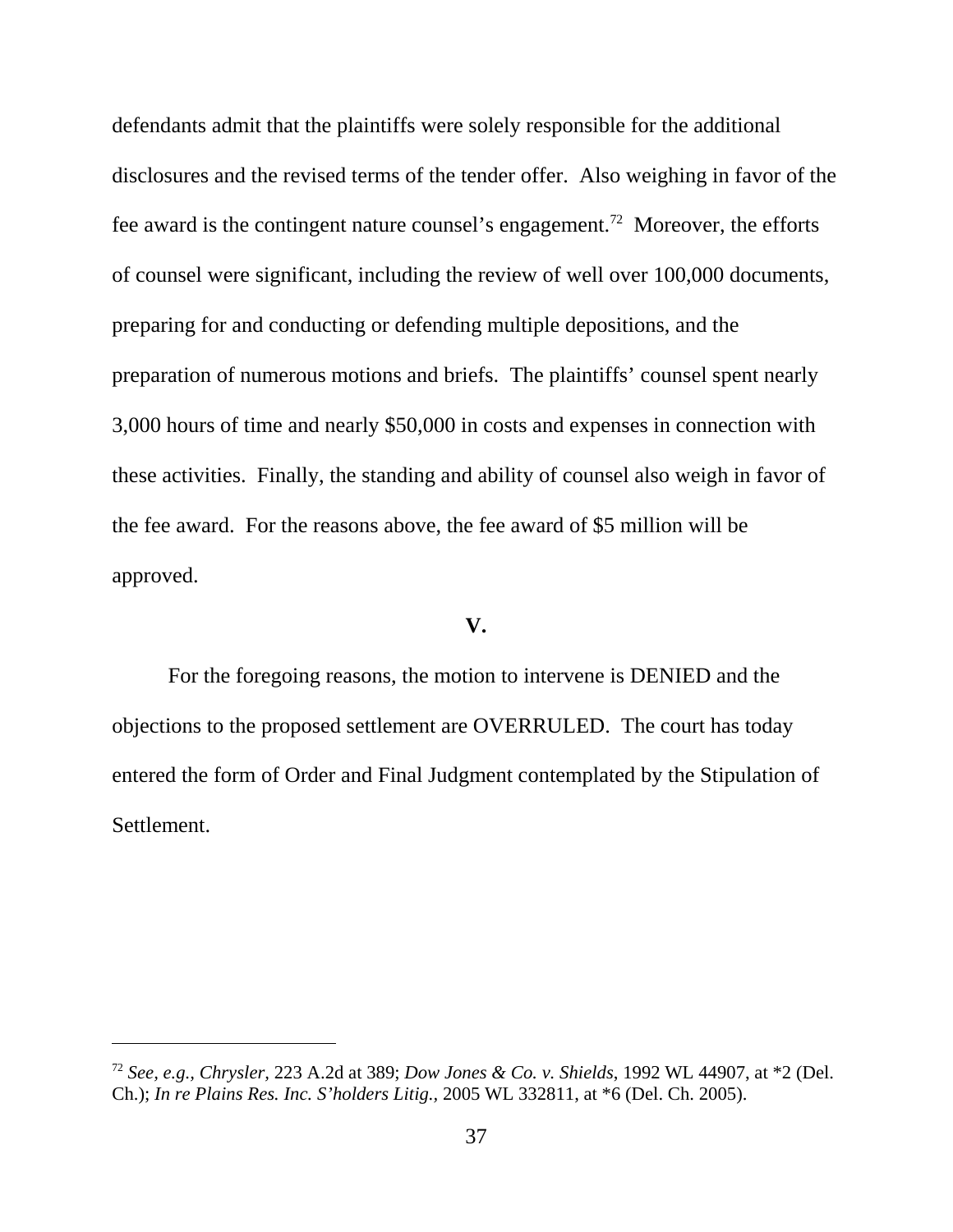defendants admit that the plaintiffs were solely responsible for the additional disclosures and the revised terms of the tender offer. Also weighing in favor of the fee award is the contingent nature counsel's engagement.[72] Moreover, the efforts of counsel were significant, including the review of well over 100,000 documents, preparing for and conducting or defending multiple depositions, and the preparation of numerous motions and briefs. The plaintiffs' counsel spent nearly 3,000 hours of time and nearly $50,000 in costs and expenses in connection with these activities. Finally, the standing and ability of counsel also weigh in favor of the fee award. For the reasons above, the fee award of $5 million will be approved.

## V.

For the foregoing reasons, the motion to intervene is DENIED and the objections to the proposed settlement are OVERRULED. The court has today entered the form of Order and Final Judgment contemplated by the Stipulation of Settlement.

---

[72] *See, e.g.*, *Chrysler*, 223 A.2d at 389; *Dow Jones & Co. v. Shields*, 1992 WL 44907, at *2 (Del. Ch.); *In re Plains Res. Inc. S'holders Litig.*, 2005 WL 332811, at *6 (Del. Ch. 2005).